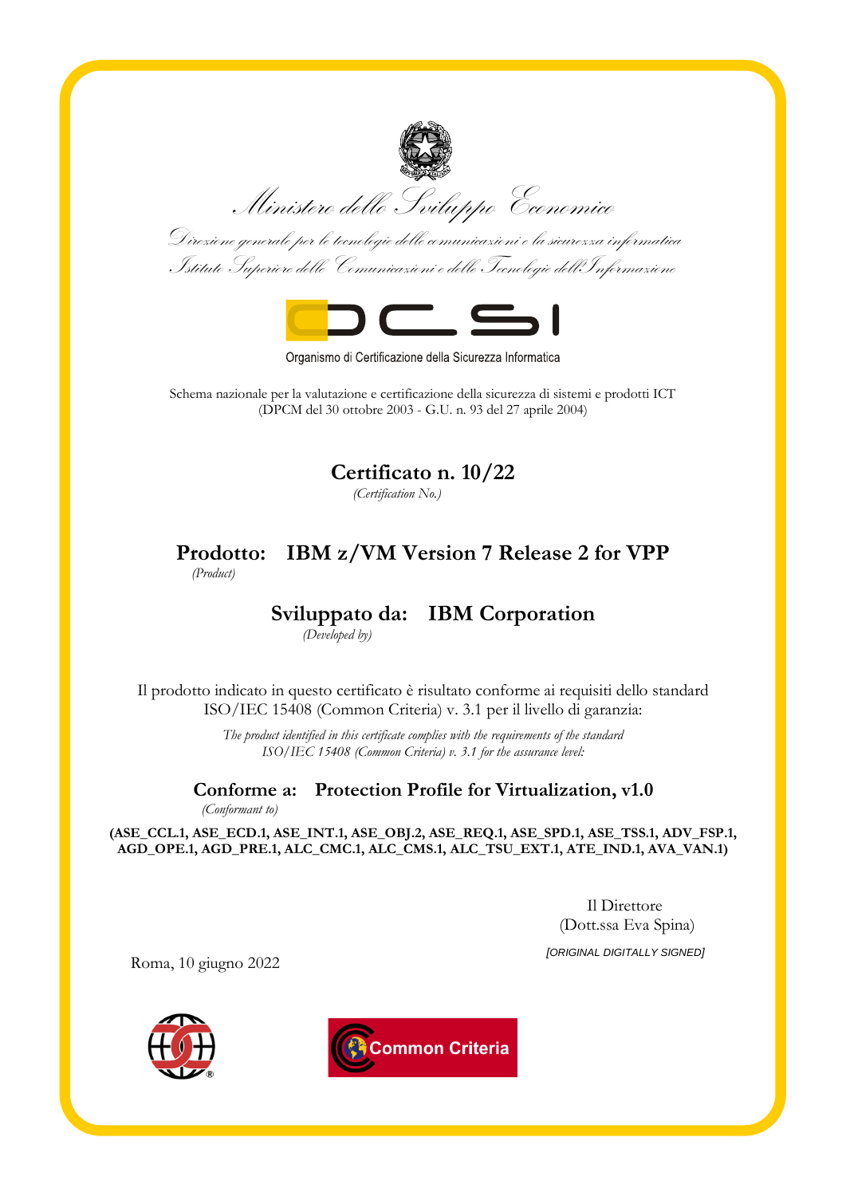Ministero dello Sviluppo Economico

Direzione generale per le tecnologie delle comunicazioni e la sicurezza informatica
Istituto Superiore delle Comunicazioni e delle Tecnologie dell'Informazione

OCSI

Organismo di Certificazione della Sicurezza Informatica

Schema nazionale per la valutazione e certificazione della sicurezza di sistemi e prodotti ICT
(DPCM del 30 ottobre 2003 - G.U. n. 93 del 27 aprile 2004)

# Certificato n. 10/22

*(Certification No.)*

## Prodotto: IBM z/VM Version 7 Release 2 for VPP

*(Product)*

## Sviluppato da: IBM Corporation

*(Developed by)*

Il prodotto indicato in questo certificato è risultato conforme ai requisiti dello standard ISO/IEC 15408 (Common Criteria) v. 3.1 per il livello di garanzia:

*The product identified in this certificate complies with the requirements of the standard ISO/IEC 15408 (Common Criteria) v. 3.1 for the assurance level:*

## Conforme a: Protection Profile for Virtualization, v1.0

*(Conformant to)*

**(ASE_CCL.1, ASE_ECD.1, ASE_INT.1, ASE_OBJ.2, ASE_REQ.1, ASE_SPD.1, ASE_TSS.1, ADV_FSP.1, AGD_OPE.1, AGD_PRE.1, ALC_CMC.1, ALC_CMS.1, ALC_TSU_EXT.1, ATE_IND.1, AVA_VAN.1)**

Il Direttore
(Dott.ssa Eva Spina)

*[ORIGINAL DIGITALLY SIGNED]*

Roma, 10 giugno 2022

Common Criteria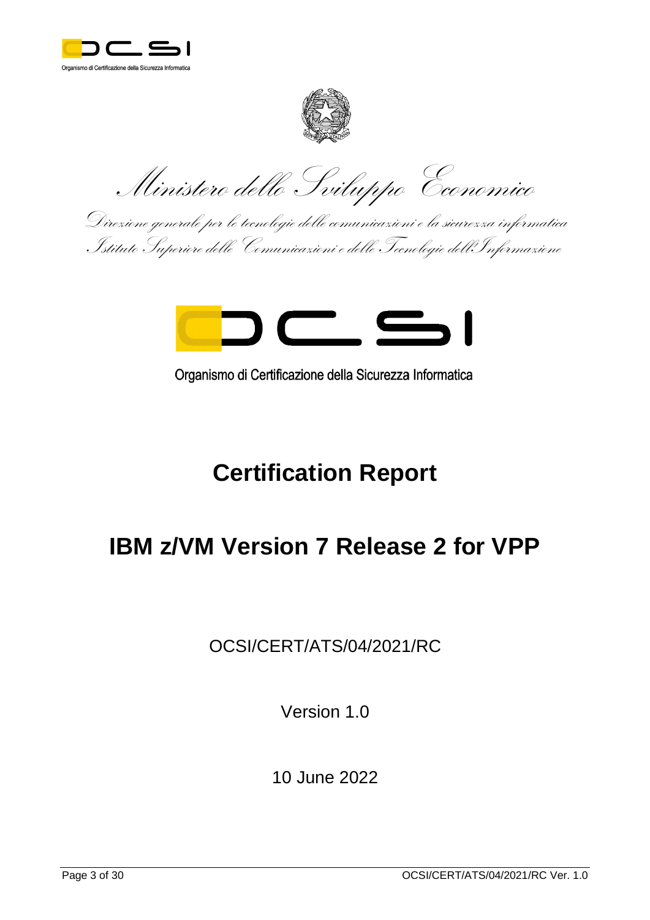Organismo di Certificazione della Sicurezza Informatica

*Ministero dello Sviluppo Economico*

*Direzione generale per le tecnologie delle comunicazioni e la sicurezza informatica*

*Istituto Superiore delle Comunicazioni e delle Tecnologie dell'Informazione*

Organismo di Certificazione della Sicurezza Informatica

# Certification Report

# IBM z/VM Version 7 Release 2 for VPP

OCSI/CERT/ATS/04/2021/RC

Version 1.0

10 June 2022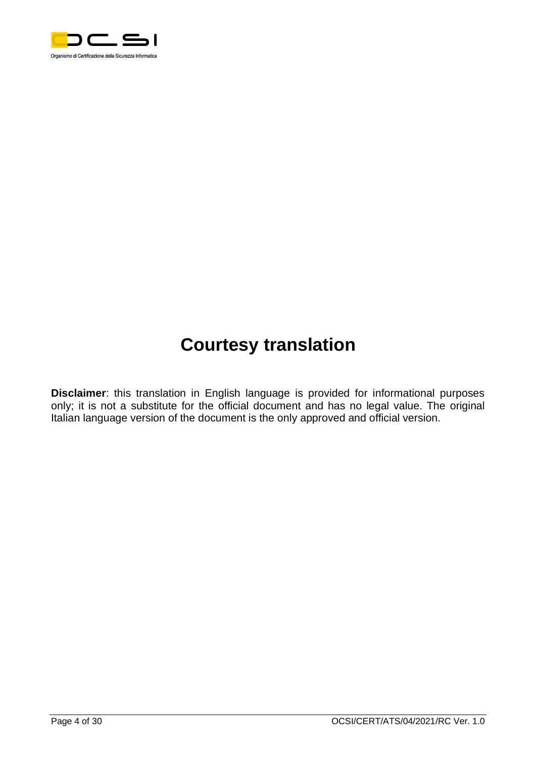# Courtesy translation

**Disclaimer**: this translation in English language is provided for informational purposes only; it is not a substitute for the official document and has no legal value. The original Italian language version of the document is the only approved and official version.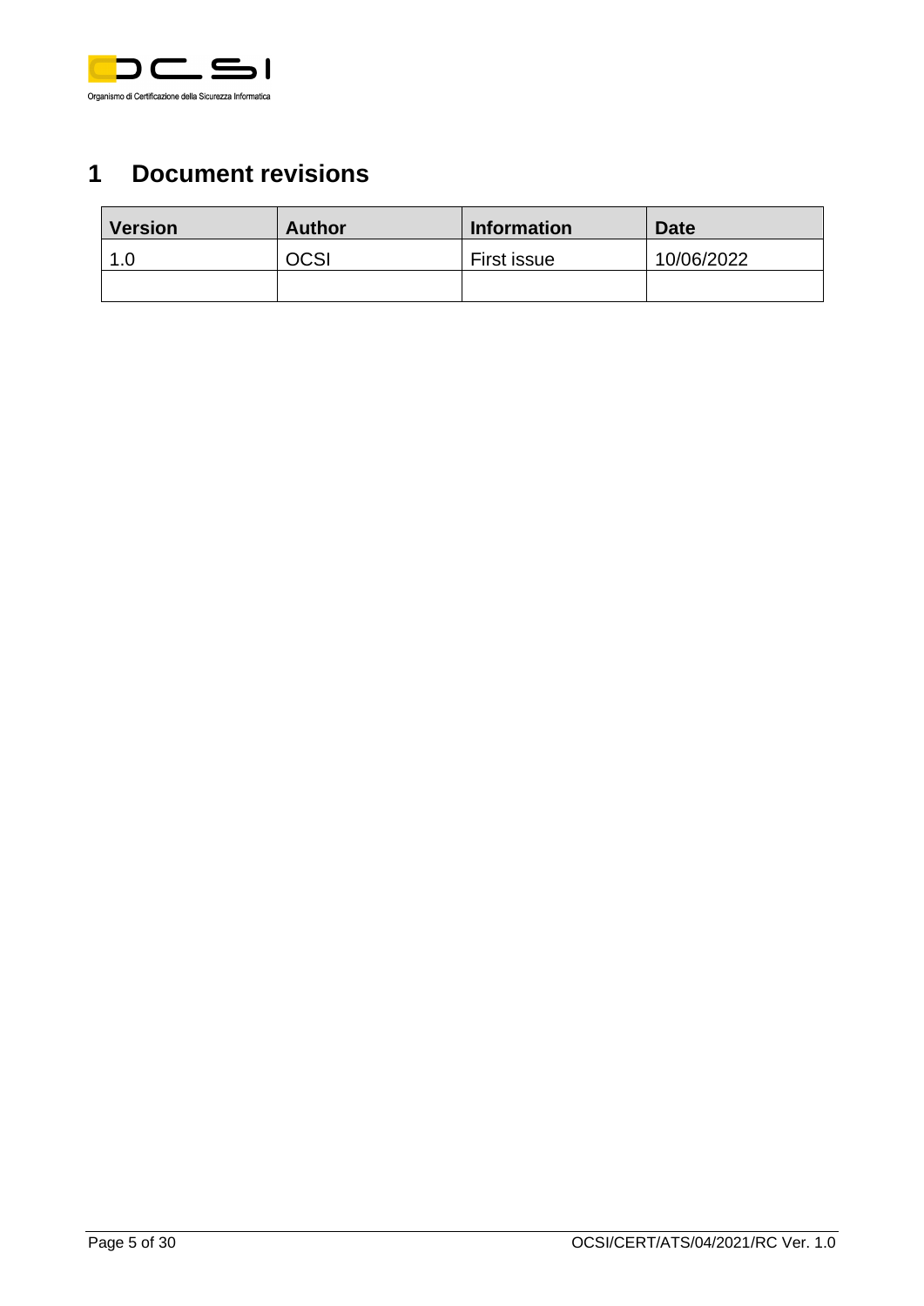# 1 Document revisions

| Version | Author | Information | Date |
|---|---|---|---|
| 1.0 | OCSI | First issue | 10/06/2022 |
| | | | |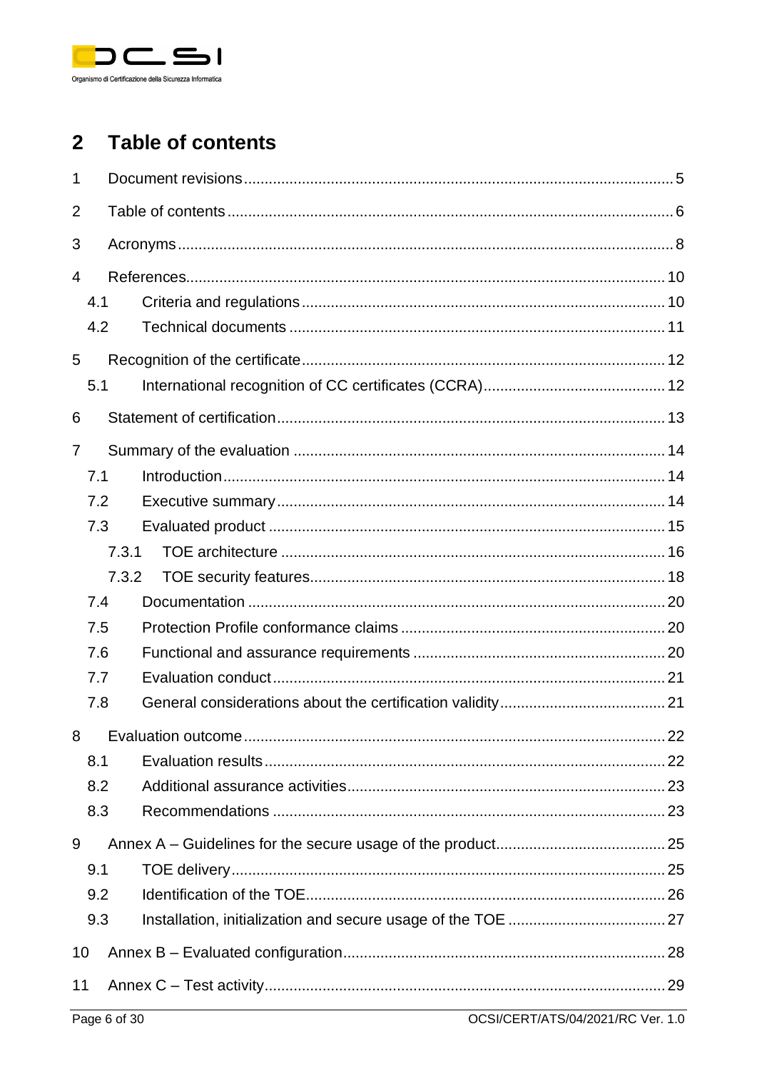## 2 Table of contents

1 Document revisions ... 5

2 Table of contents ... 6

3 Acronyms ... 8

4 References ... 10

- 4.1 Criteria and regulations ... 10
- 4.2 Technical documents ... 11

5 Recognition of the certificate ... 12

- 5.1 International recognition of CC certificates (CCRA) ... 12

6 Statement of certification ... 13

7 Summary of the evaluation ... 14

- 7.1 Introduction ... 14
- 7.2 Executive summary ... 14
- 7.3 Evaluated product ... 15
  - 7.3.1 TOE architecture ... 16
  - 7.3.2 TOE security features ... 18
- 7.4 Documentation ... 20
- 7.5 Protection Profile conformance claims ... 20
- 7.6 Functional and assurance requirements ... 20
- 7.7 Evaluation conduct ... 21
- 7.8 General considerations about the certification validity ... 21

8 Evaluation outcome ... 22

- 8.1 Evaluation results ... 22
- 8.2 Additional assurance activities ... 23
- 8.3 Recommendations ... 23

9 Annex A – Guidelines for the secure usage of the product ... 25

- 9.1 TOE delivery ... 25
- 9.2 Identification of the TOE ... 26
- 9.3 Installation, initialization and secure usage of the TOE ... 27

10 Annex B – Evaluated configuration ... 28

11 Annex C – Test activity ... 29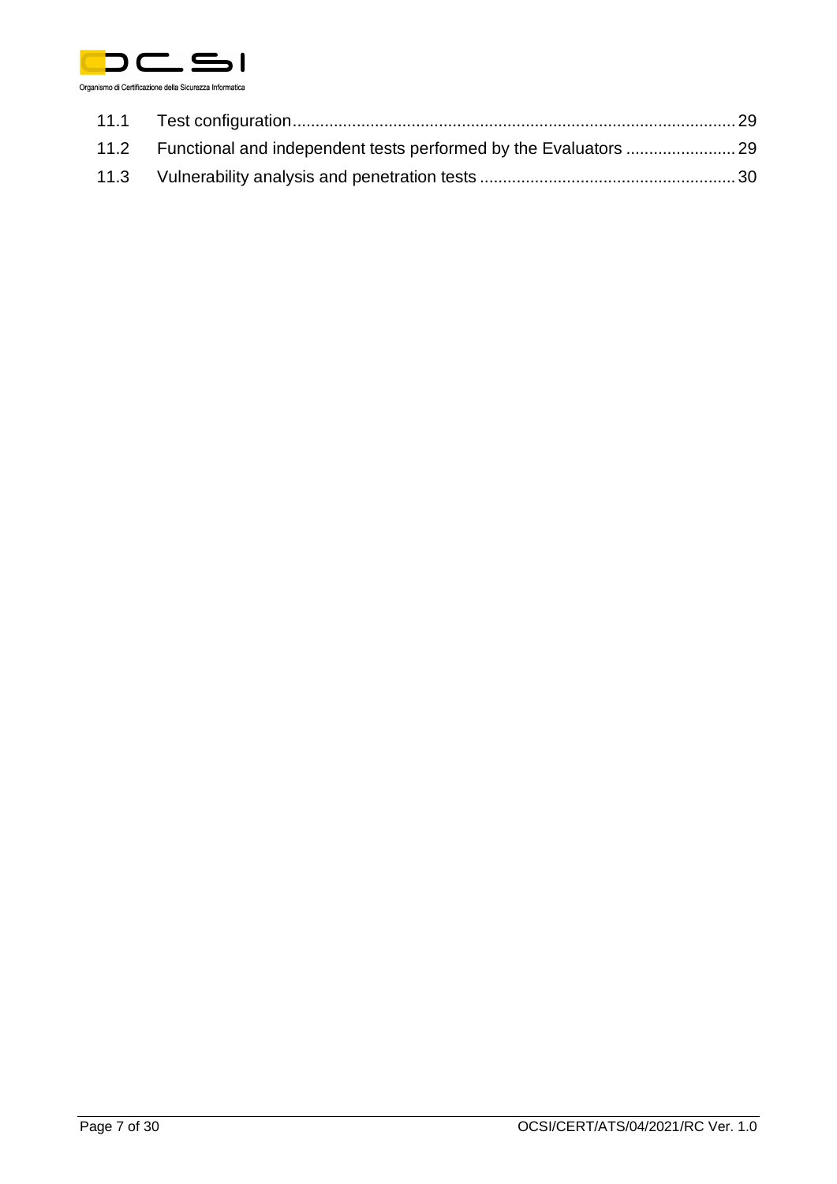11.1 Test configuration ........................................................................................ 29

11.2 Functional and independent tests performed by the Evaluators ........................ 29

11.3 Vulnerability analysis and penetration tests ....................................................... 30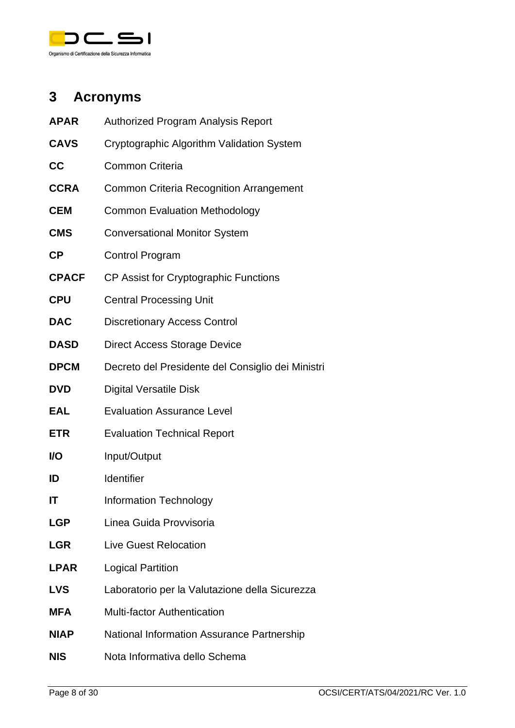# 3 Acronyms

| | |
|---|---|
| **APAR** | Authorized Program Analysis Report |
| **CAVS** | Cryptographic Algorithm Validation System |
| **CC** | Common Criteria |
| **CCRA** | Common Criteria Recognition Arrangement |
| **CEM** | Common Evaluation Methodology |
| **CMS** | Conversational Monitor System |
| **CP** | Control Program |
| **CPACF** | CP Assist for Cryptographic Functions |
| **CPU** | Central Processing Unit |
| **DAC** | Discretionary Access Control |
| **DASD** | Direct Access Storage Device |
| **DPCM** | Decreto del Presidente del Consiglio dei Ministri |
| **DVD** | Digital Versatile Disk |
| **EAL** | Evaluation Assurance Level |
| **ETR** | Evaluation Technical Report |
| **I/O** | Input/Output |
| **ID** | Identifier |
| **IT** | Information Technology |
| **LGP** | Linea Guida Provvisoria |
| **LGR** | Live Guest Relocation |
| **LPAR** | Logical Partition |
| **LVS** | Laboratorio per la Valutazione della Sicurezza |
| **MFA** | Multi-factor Authentication |
| **NIAP** | National Information Assurance Partnership |
| **NIS** | Nota Informativa dello Schema |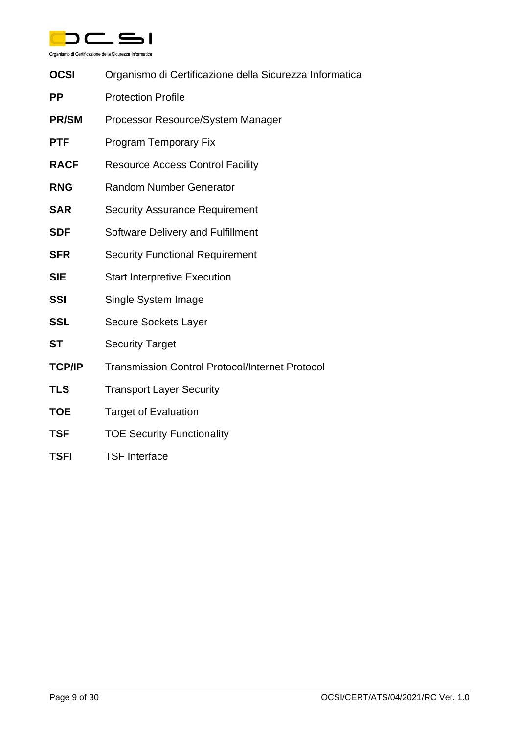| | |
|---|---|
| **OCSI** | Organismo di Certificazione della Sicurezza Informatica |
| **PP** | Protection Profile |
| **PR/SM** | Processor Resource/System Manager |
| **PTF** | Program Temporary Fix |
| **RACF** | Resource Access Control Facility |
| **RNG** | Random Number Generator |
| **SAR** | Security Assurance Requirement |
| **SDF** | Software Delivery and Fulfillment |
| **SFR** | Security Functional Requirement |
| **SIE** | Start Interpretive Execution |
| **SSI** | Single System Image |
| **SSL** | Secure Sockets Layer |
| **ST** | Security Target |
| **TCP/IP** | Transmission Control Protocol/Internet Protocol |
| **TLS** | Transport Layer Security |
| **TOE** | Target of Evaluation |
| **TSF** | TOE Security Functionality |
| **TSFI** | TSF Interface |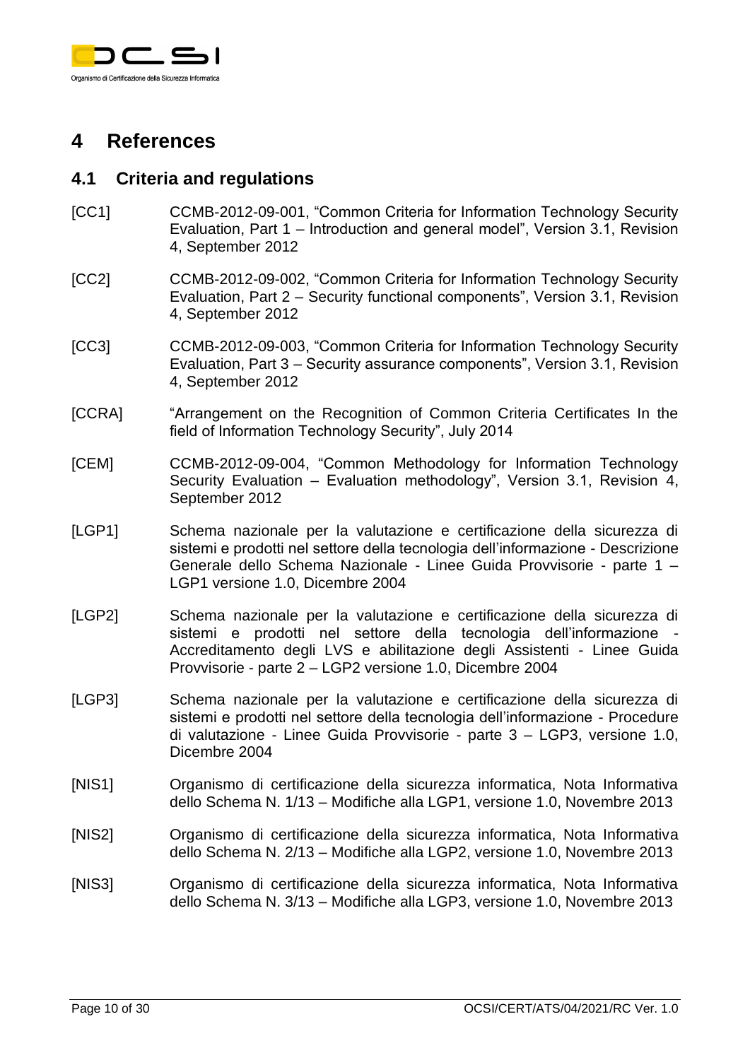# 4 References

## 4.1 Criteria and regulations

[CC1] CCMB-2012-09-001, “Common Criteria for Information Technology Security Evaluation, Part 1 – Introduction and general model”, Version 3.1, Revision 4, September 2012

[CC2] CCMB-2012-09-002, “Common Criteria for Information Technology Security Evaluation, Part 2 – Security functional components”, Version 3.1, Revision 4, September 2012

[CC3] CCMB-2012-09-003, “Common Criteria for Information Technology Security Evaluation, Part 3 – Security assurance components”, Version 3.1, Revision 4, September 2012

[CCRA] “Arrangement on the Recognition of Common Criteria Certificates In the field of Information Technology Security”, July 2014

[CEM] CCMB-2012-09-004, “Common Methodology for Information Technology Security Evaluation – Evaluation methodology”, Version 3.1, Revision 4, September 2012

[LGP1] Schema nazionale per la valutazione e certificazione della sicurezza di sistemi e prodotti nel settore della tecnologia dell’informazione - Descrizione Generale dello Schema Nazionale - Linee Guida Provvisorie - parte 1 – LGP1 versione 1.0, Dicembre 2004

[LGP2] Schema nazionale per la valutazione e certificazione della sicurezza di sistemi e prodotti nel settore della tecnologia dell’informazione - Accreditamento degli LVS e abilitazione degli Assistenti - Linee Guida Provvisorie - parte 2 – LGP2 versione 1.0, Dicembre 2004

[LGP3] Schema nazionale per la valutazione e certificazione della sicurezza di sistemi e prodotti nel settore della tecnologia dell’informazione - Procedure di valutazione - Linee Guida Provvisorie - parte 3 – LGP3, versione 1.0, Dicembre 2004

[NIS1] Organismo di certificazione della sicurezza informatica, Nota Informativa dello Schema N. 1/13 – Modifiche alla LGP1, versione 1.0, Novembre 2013

[NIS2] Organismo di certificazione della sicurezza informatica, Nota Informativa dello Schema N. 2/13 – Modifiche alla LGP2, versione 1.0, Novembre 2013

[NIS3] Organismo di certificazione della sicurezza informatica, Nota Informativa dello Schema N. 3/13 – Modifiche alla LGP3, versione 1.0, Novembre 2013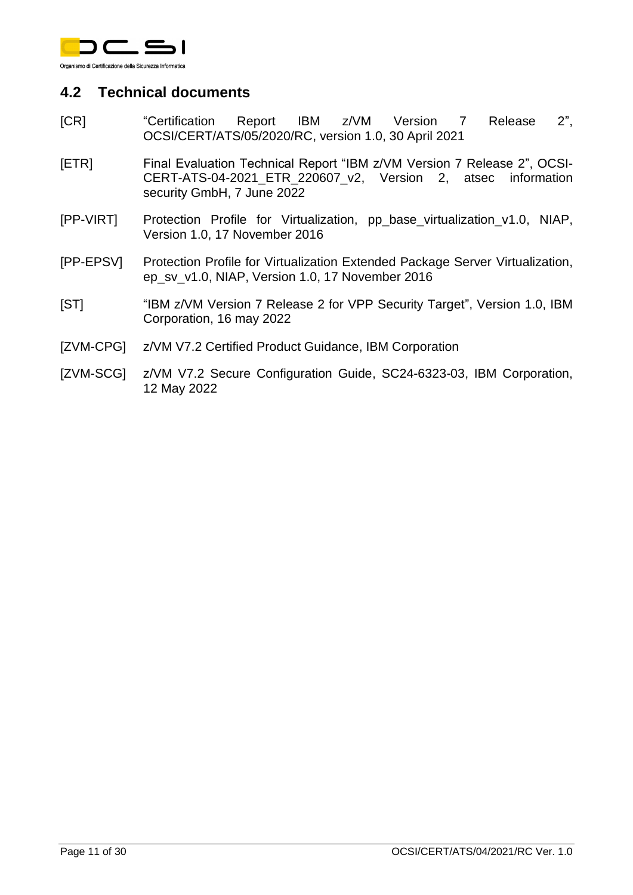## 4.2 Technical documents

[CR] "Certification Report IBM z/VM Version 7 Release 2", OCSI/CERT/ATS/05/2020/RC, version 1.0, 30 April 2021

[ETR] Final Evaluation Technical Report "IBM z/VM Version 7 Release 2", OCSI-CERT-ATS-04-2021_ETR_220607_v2, Version 2, atsec information security GmbH, 7 June 2022

[PP-VIRT] Protection Profile for Virtualization, pp_base_virtualization_v1.0, NIAP, Version 1.0, 17 November 2016

[PP-EPSV] Protection Profile for Virtualization Extended Package Server Virtualization, ep_sv_v1.0, NIAP, Version 1.0, 17 November 2016

[ST] "IBM z/VM Version 7 Release 2 for VPP Security Target", Version 1.0, IBM Corporation, 16 may 2022

[ZVM-CPG] z/VM V7.2 Certified Product Guidance, IBM Corporation

[ZVM-SCG] z/VM V7.2 Secure Configuration Guide, SC24-6323-03, IBM Corporation, 12 May 2022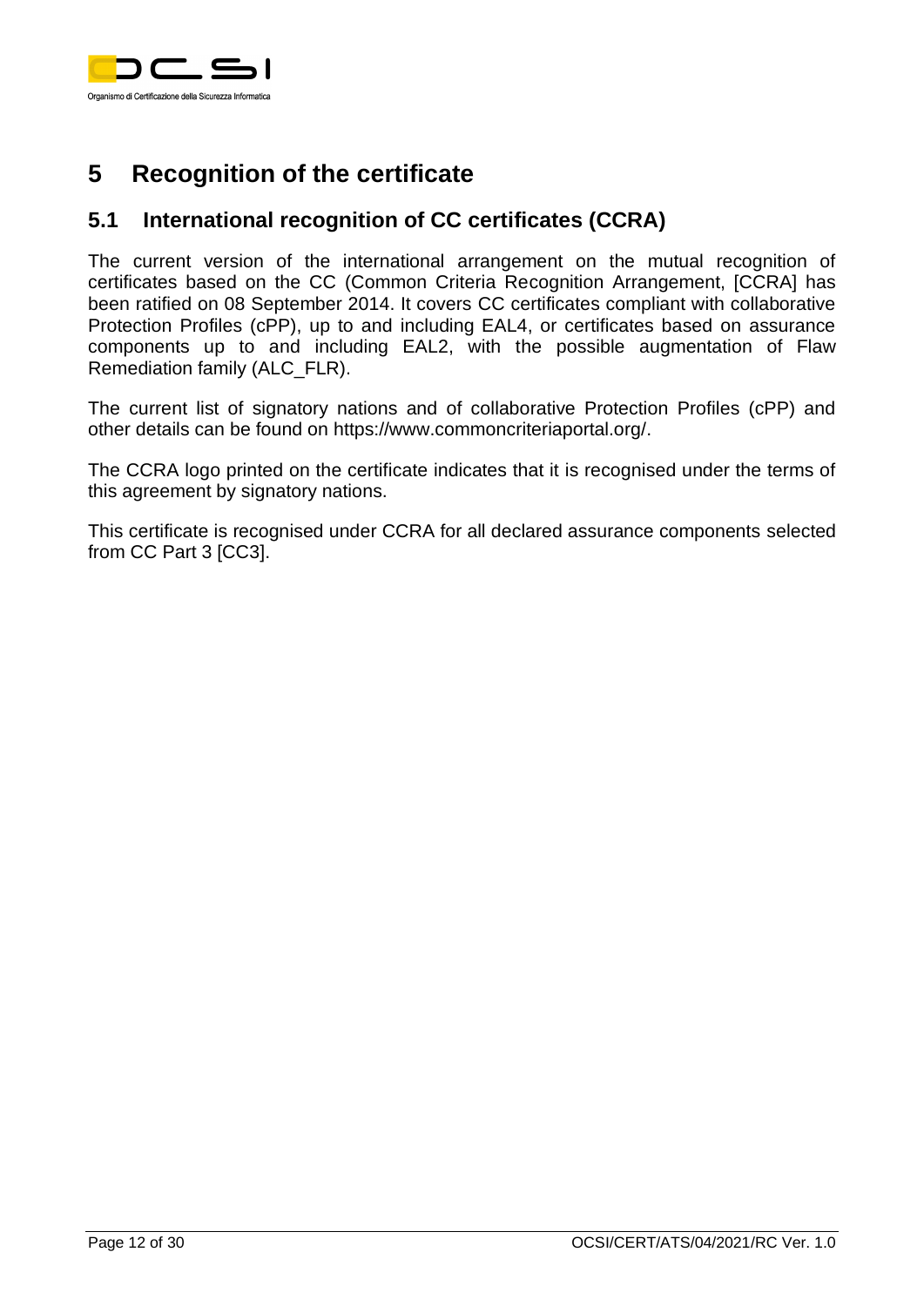# 5 Recognition of the certificate

## 5.1 International recognition of CC certificates (CCRA)

The current version of the international arrangement on the mutual recognition of certificates based on the CC (Common Criteria Recognition Arrangement, [CCRA] has been ratified on 08 September 2014. It covers CC certificates compliant with collaborative Protection Profiles (cPP), up to and including EAL4, or certificates based on assurance components up to and including EAL2, with the possible augmentation of Flaw Remediation family (ALC_FLR).

The current list of signatory nations and of collaborative Protection Profiles (cPP) and other details can be found on https://www.commoncriteriaportal.org/.

The CCRA logo printed on the certificate indicates that it is recognised under the terms of this agreement by signatory nations.

This certificate is recognised under CCRA for all declared assurance components selected from CC Part 3 [CC3].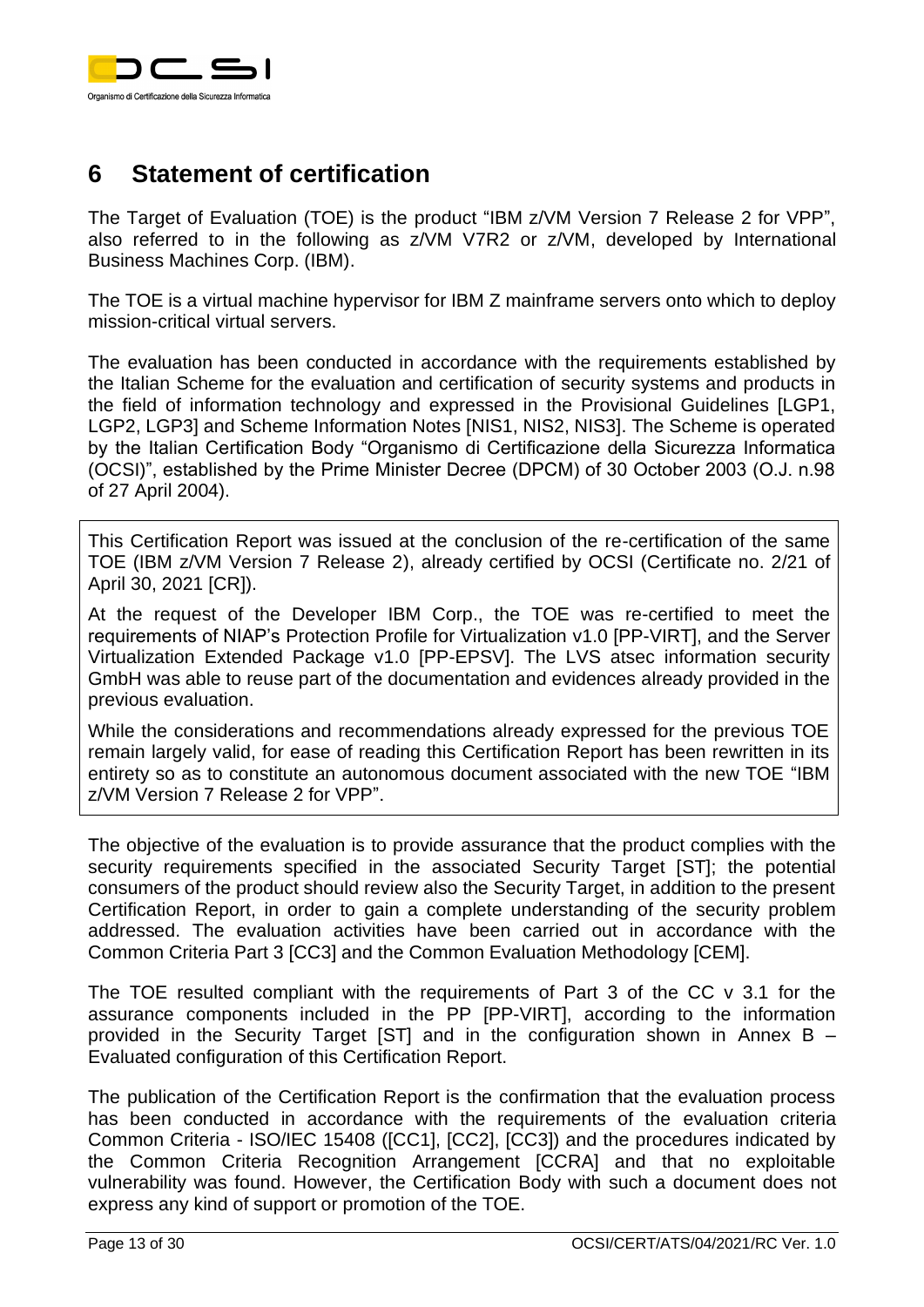# 6 Statement of certification

The Target of Evaluation (TOE) is the product "IBM z/VM Version 7 Release 2 for VPP", also referred to in the following as z/VM V7R2 or z/VM, developed by International Business Machines Corp. (IBM).

The TOE is a virtual machine hypervisor for IBM Z mainframe servers onto which to deploy mission-critical virtual servers.

The evaluation has been conducted in accordance with the requirements established by the Italian Scheme for the evaluation and certification of security systems and products in the field of information technology and expressed in the Provisional Guidelines [LGP1, LGP2, LGP3] and Scheme Information Notes [NIS1, NIS2, NIS3]. The Scheme is operated by the Italian Certification Body "Organismo di Certificazione della Sicurezza Informatica (OCSI)", established by the Prime Minister Decree (DPCM) of 30 October 2003 (O.J. n.98 of 27 April 2004).

This Certification Report was issued at the conclusion of the re-certification of the same TOE (IBM z/VM Version 7 Release 2), already certified by OCSI (Certificate no. 2/21 of April 30, 2021 [CR]).

At the request of the Developer IBM Corp., the TOE was re-certified to meet the requirements of NIAP's Protection Profile for Virtualization v1.0 [PP-VIRT], and the Server Virtualization Extended Package v1.0 [PP-EPSV]. The LVS atsec information security GmbH was able to reuse part of the documentation and evidences already provided in the previous evaluation.

While the considerations and recommendations already expressed for the previous TOE remain largely valid, for ease of reading this Certification Report has been rewritten in its entirety so as to constitute an autonomous document associated with the new TOE "IBM z/VM Version 7 Release 2 for VPP".

The objective of the evaluation is to provide assurance that the product complies with the security requirements specified in the associated Security Target [ST]; the potential consumers of the product should review also the Security Target, in addition to the present Certification Report, in order to gain a complete understanding of the security problem addressed. The evaluation activities have been carried out in accordance with the Common Criteria Part 3 [CC3] and the Common Evaluation Methodology [CEM].

The TOE resulted compliant with the requirements of Part 3 of the CC v 3.1 for the assurance components included in the PP [PP-VIRT], according to the information provided in the Security Target [ST] and in the configuration shown in Annex B – Evaluated configuration of this Certification Report.

The publication of the Certification Report is the confirmation that the evaluation process has been conducted in accordance with the requirements of the evaluation criteria Common Criteria - ISO/IEC 15408 ([CC1], [CC2], [CC3]) and the procedures indicated by the Common Criteria Recognition Arrangement [CCRA] and that no exploitable vulnerability was found. However, the Certification Body with such a document does not express any kind of support or promotion of the TOE.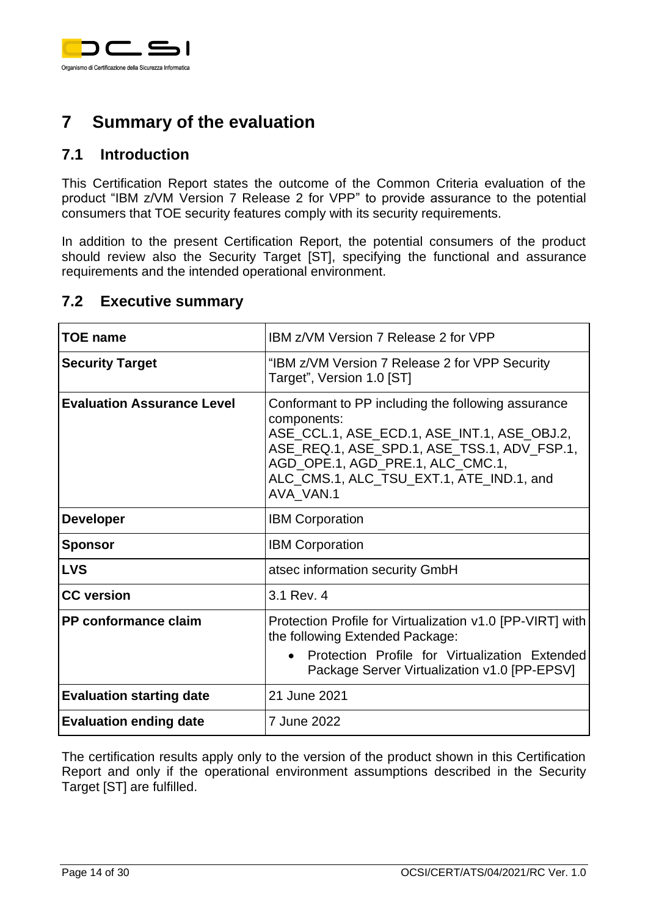# 7 Summary of the evaluation

## 7.1 Introduction

This Certification Report states the outcome of the Common Criteria evaluation of the product "IBM z/VM Version 7 Release 2 for VPP" to provide assurance to the potential consumers that TOE security features comply with its security requirements.

In addition to the present Certification Report, the potential consumers of the product should review also the Security Target [ST], specifying the functional and assurance requirements and the intended operational environment.

## 7.2 Executive summary

| | |
|---|---|
| **TOE name** | IBM z/VM Version 7 Release 2 for VPP |
| **Security Target** | "IBM z/VM Version 7 Release 2 for VPP Security Target", Version 1.0 [ST] |
| **Evaluation Assurance Level** | Conformant to PP including the following assurance components: ASE_CCL.1, ASE_ECD.1, ASE_INT.1, ASE_OBJ.2, ASE_REQ.1, ASE_SPD.1, ASE_TSS.1, ADV_FSP.1, AGD_OPE.1, AGD_PRE.1, ALC_CMC.1, ALC_CMS.1, ALC_TSU_EXT.1, ATE_IND.1, and AVA_VAN.1 |
| **Developer** | IBM Corporation |
| **Sponsor** | IBM Corporation |
| **LVS** | atsec information security GmbH |
| **CC version** | 3.1 Rev. 4 |
| **PP conformance claim** | Protection Profile for Virtualization v1.0 [PP-VIRT] with the following Extended Package: <br>• Protection Profile for Virtualization Extended Package Server Virtualization v1.0 [PP-EPSV] |
| **Evaluation starting date** | 21 June 2021 |
| **Evaluation ending date** | 7 June 2022 |

The certification results apply only to the version of the product shown in this Certification Report and only if the operational environment assumptions described in the Security Target [ST] are fulfilled.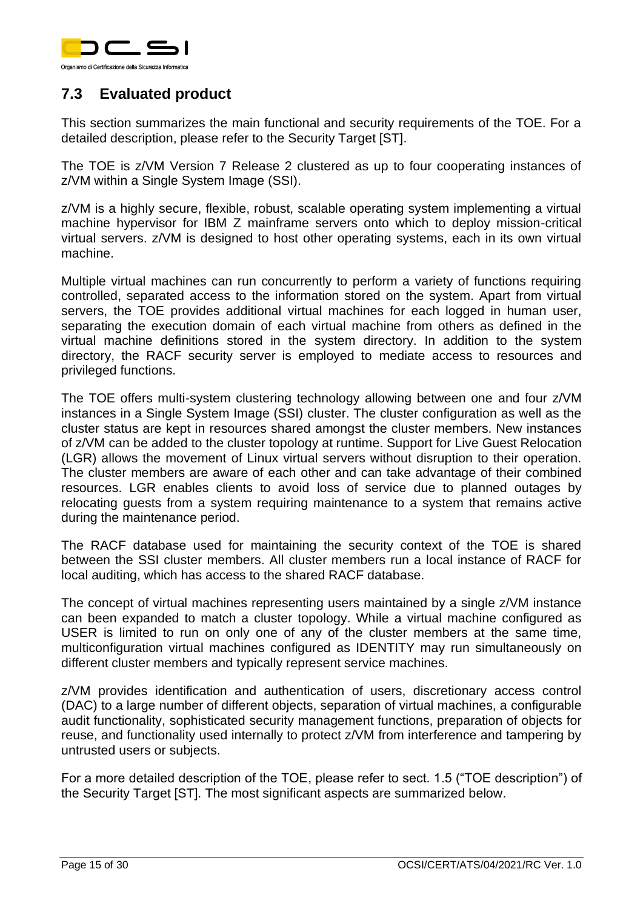## 7.3 Evaluated product

This section summarizes the main functional and security requirements of the TOE. For a detailed description, please refer to the Security Target [ST].

The TOE is z/VM Version 7 Release 2 clustered as up to four cooperating instances of z/VM within a Single System Image (SSI).

z/VM is a highly secure, flexible, robust, scalable operating system implementing a virtual machine hypervisor for IBM Z mainframe servers onto which to deploy mission-critical virtual servers. z/VM is designed to host other operating systems, each in its own virtual machine.

Multiple virtual machines can run concurrently to perform a variety of functions requiring controlled, separated access to the information stored on the system. Apart from virtual servers, the TOE provides additional virtual machines for each logged in human user, separating the execution domain of each virtual machine from others as defined in the virtual machine definitions stored in the system directory. In addition to the system directory, the RACF security server is employed to mediate access to resources and privileged functions.

The TOE offers multi-system clustering technology allowing between one and four z/VM instances in a Single System Image (SSI) cluster. The cluster configuration as well as the cluster status are kept in resources shared amongst the cluster members. New instances of z/VM can be added to the cluster topology at runtime. Support for Live Guest Relocation (LGR) allows the movement of Linux virtual servers without disruption to their operation. The cluster members are aware of each other and can take advantage of their combined resources. LGR enables clients to avoid loss of service due to planned outages by relocating guests from a system requiring maintenance to a system that remains active during the maintenance period.

The RACF database used for maintaining the security context of the TOE is shared between the SSI cluster members. All cluster members run a local instance of RACF for local auditing, which has access to the shared RACF database.

The concept of virtual machines representing users maintained by a single z/VM instance can been expanded to match a cluster topology. While a virtual machine configured as USER is limited to run on only one of any of the cluster members at the same time, multiconfiguration virtual machines configured as IDENTITY may run simultaneously on different cluster members and typically represent service machines.

z/VM provides identification and authentication of users, discretionary access control (DAC) to a large number of different objects, separation of virtual machines, a configurable audit functionality, sophisticated security management functions, preparation of objects for reuse, and functionality used internally to protect z/VM from interference and tampering by untrusted users or subjects.

For a more detailed description of the TOE, please refer to sect. 1.5 ("TOE description") of the Security Target [ST]. The most significant aspects are summarized below.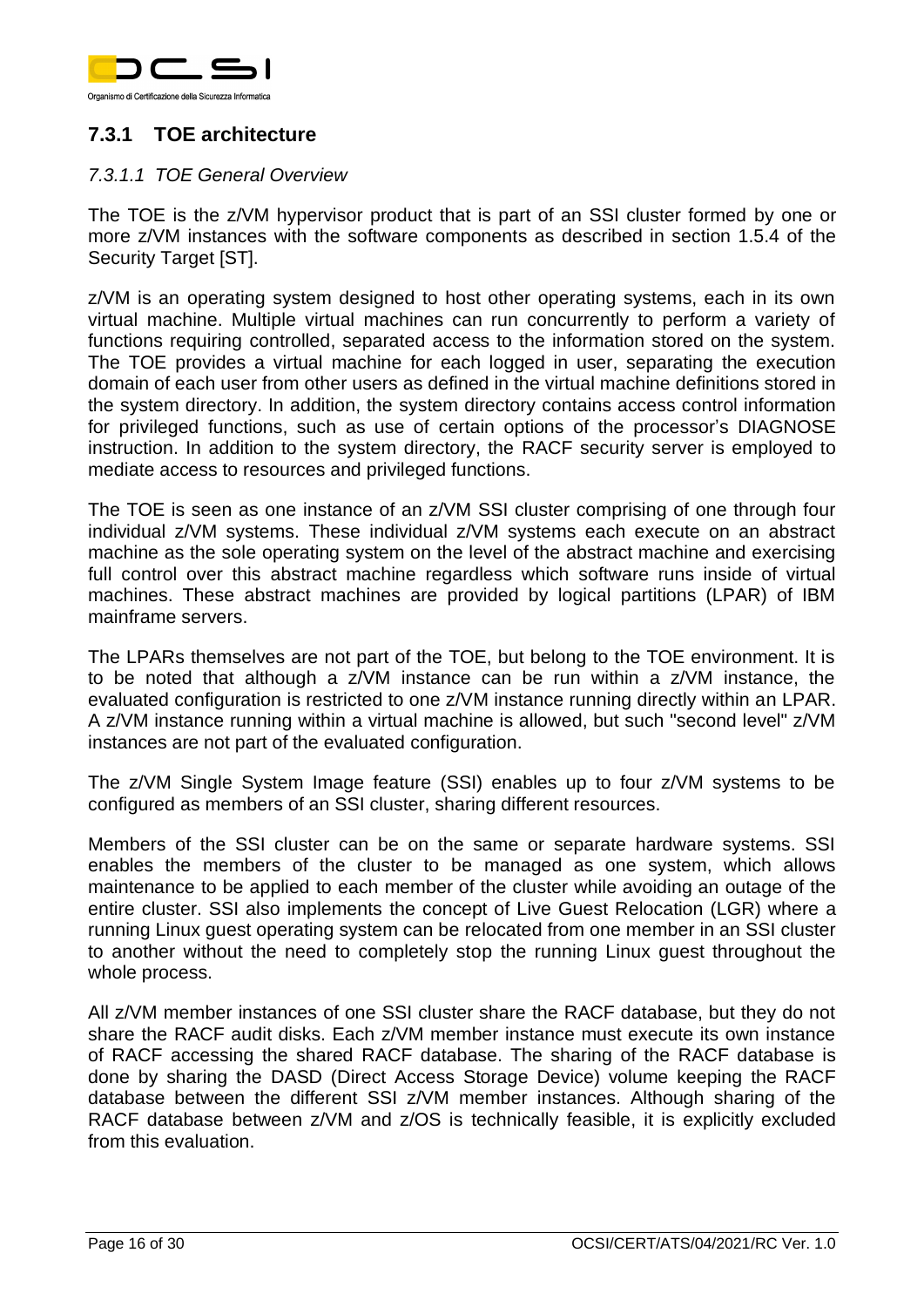## 7.3.1 TOE architecture

### *7.3.1.1 TOE General Overview*

The TOE is the z/VM hypervisor product that is part of an SSI cluster formed by one or more z/VM instances with the software components as described in section 1.5.4 of the Security Target [ST].

z/VM is an operating system designed to host other operating systems, each in its own virtual machine. Multiple virtual machines can run concurrently to perform a variety of functions requiring controlled, separated access to the information stored on the system. The TOE provides a virtual machine for each logged in user, separating the execution domain of each user from other users as defined in the virtual machine definitions stored in the system directory. In addition, the system directory contains access control information for privileged functions, such as use of certain options of the processor's DIAGNOSE instruction. In addition to the system directory, the RACF security server is employed to mediate access to resources and privileged functions.

The TOE is seen as one instance of an z/VM SSI cluster comprising of one through four individual z/VM systems. These individual z/VM systems each execute on an abstract machine as the sole operating system on the level of the abstract machine and exercising full control over this abstract machine regardless which software runs inside of virtual machines. These abstract machines are provided by logical partitions (LPAR) of IBM mainframe servers.

The LPARs themselves are not part of the TOE, but belong to the TOE environment. It is to be noted that although a z/VM instance can be run within a z/VM instance, the evaluated configuration is restricted to one z/VM instance running directly within an LPAR. A z/VM instance running within a virtual machine is allowed, but such "second level" z/VM instances are not part of the evaluated configuration.

The z/VM Single System Image feature (SSI) enables up to four z/VM systems to be configured as members of an SSI cluster, sharing different resources.

Members of the SSI cluster can be on the same or separate hardware systems. SSI enables the members of the cluster to be managed as one system, which allows maintenance to be applied to each member of the cluster while avoiding an outage of the entire cluster. SSI also implements the concept of Live Guest Relocation (LGR) where a running Linux guest operating system can be relocated from one member in an SSI cluster to another without the need to completely stop the running Linux guest throughout the whole process.

All z/VM member instances of one SSI cluster share the RACF database, but they do not share the RACF audit disks. Each z/VM member instance must execute its own instance of RACF accessing the shared RACF database. The sharing of the RACF database is done by sharing the DASD (Direct Access Storage Device) volume keeping the RACF database between the different SSI z/VM member instances. Although sharing of the RACF database between z/VM and z/OS is technically feasible, it is explicitly excluded from this evaluation.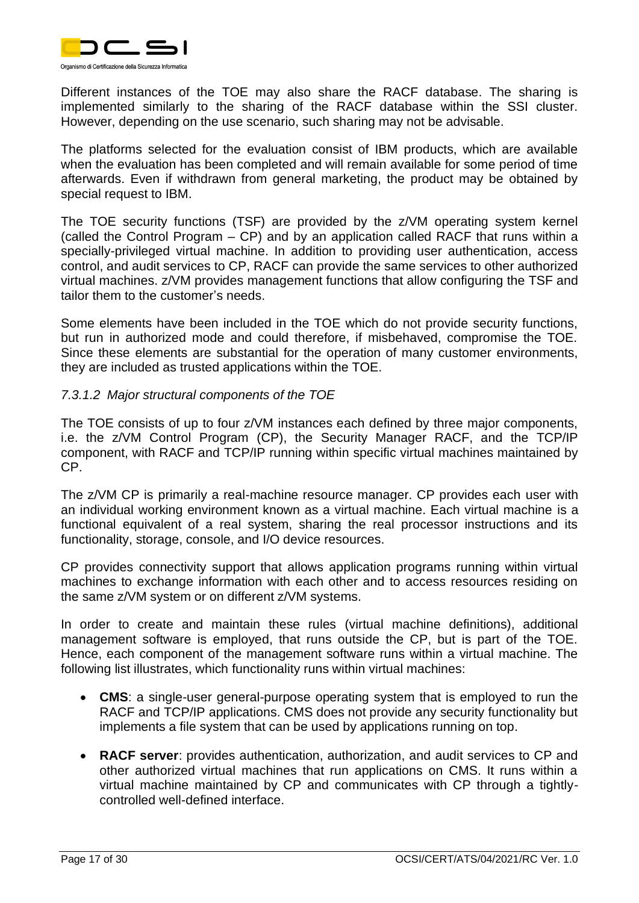Different instances of the TOE may also share the RACF database. The sharing is implemented similarly to the sharing of the RACF database within the SSI cluster. However, depending on the use scenario, such sharing may not be advisable.

The platforms selected for the evaluation consist of IBM products, which are available when the evaluation has been completed and will remain available for some period of time afterwards. Even if withdrawn from general marketing, the product may be obtained by special request to IBM.

The TOE security functions (TSF) are provided by the z/VM operating system kernel (called the Control Program – CP) and by an application called RACF that runs within a specially-privileged virtual machine. In addition to providing user authentication, access control, and audit services to CP, RACF can provide the same services to other authorized virtual machines. z/VM provides management functions that allow configuring the TSF and tailor them to the customer's needs.

Some elements have been included in the TOE which do not provide security functions, but run in authorized mode and could therefore, if misbehaved, compromise the TOE. Since these elements are substantial for the operation of many customer environments, they are included as trusted applications within the TOE.

#### *7.3.1.2 Major structural components of the TOE*

The TOE consists of up to four z/VM instances each defined by three major components, i.e. the z/VM Control Program (CP), the Security Manager RACF, and the TCP/IP component, with RACF and TCP/IP running within specific virtual machines maintained by CP.

The z/VM CP is primarily a real-machine resource manager. CP provides each user with an individual working environment known as a virtual machine. Each virtual machine is a functional equivalent of a real system, sharing the real processor instructions and its functionality, storage, console, and I/O device resources.

CP provides connectivity support that allows application programs running within virtual machines to exchange information with each other and to access resources residing on the same z/VM system or on different z/VM systems.

In order to create and maintain these rules (virtual machine definitions), additional management software is employed, that runs outside the CP, but is part of the TOE. Hence, each component of the management software runs within a virtual machine. The following list illustrates, which functionality runs within virtual machines:

- **CMS**: a single-user general-purpose operating system that is employed to run the RACF and TCP/IP applications. CMS does not provide any security functionality but implements a file system that can be used by applications running on top.
- **RACF server**: provides authentication, authorization, and audit services to CP and other authorized virtual machines that run applications on CMS. It runs within a virtual machine maintained by CP and communicates with CP through a tightly-controlled well-defined interface.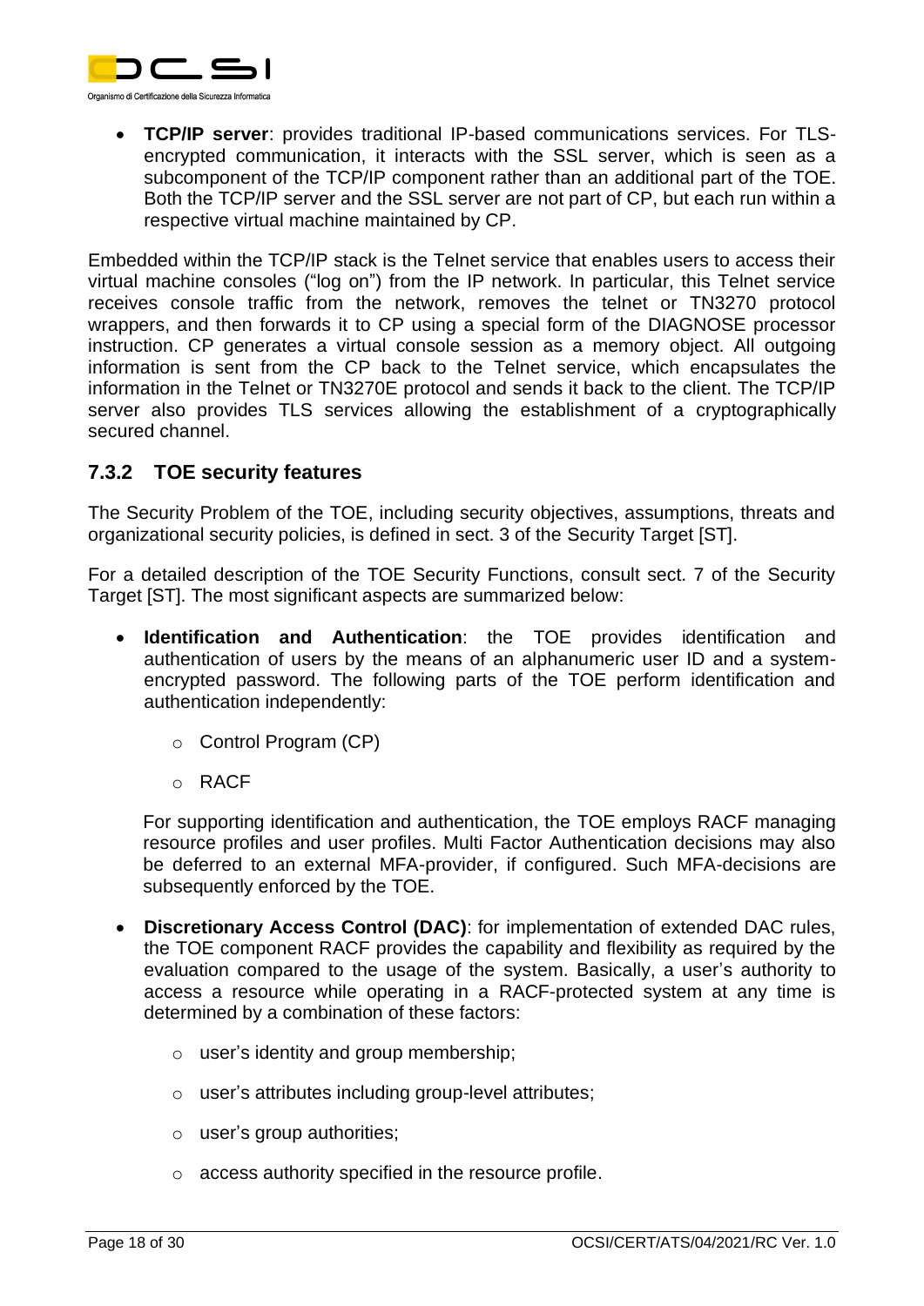- **TCP/IP server**: provides traditional IP-based communications services. For TLS-encrypted communication, it interacts with the SSL server, which is seen as a subcomponent of the TCP/IP component rather than an additional part of the TOE. Both the TCP/IP server and the SSL server are not part of CP, but each run within a respective virtual machine maintained by CP.

Embedded within the TCP/IP stack is the Telnet service that enables users to access their virtual machine consoles ("log on") from the IP network. In particular, this Telnet service receives console traffic from the network, removes the telnet or TN3270 protocol wrappers, and then forwards it to CP using a special form of the DIAGNOSE processor instruction. CP generates a virtual console session as a memory object. All outgoing information is sent from the CP back to the Telnet service, which encapsulates the information in the Telnet or TN3270E protocol and sends it back to the client. The TCP/IP server also provides TLS services allowing the establishment of a cryptographically secured channel.

### 7.3.2 TOE security features

The Security Problem of the TOE, including security objectives, assumptions, threats and organizational security policies, is defined in sect. 3 of the Security Target [ST].

For a detailed description of the TOE Security Functions, consult sect. 7 of the Security Target [ST]. The most significant aspects are summarized below:

- **Identification and Authentication**: the TOE provides identification and authentication of users by the means of an alphanumeric user ID and a system-encrypted password. The following parts of the TOE perform identification and authentication independently:
  - Control Program (CP)
  - RACF

  For supporting identification and authentication, the TOE employs RACF managing resource profiles and user profiles. Multi Factor Authentication decisions may also be deferred to an external MFA-provider, if configured. Such MFA-decisions are subsequently enforced by the TOE.

- **Discretionary Access Control (DAC)**: for implementation of extended DAC rules, the TOE component RACF provides the capability and flexibility as required by the evaluation compared to the usage of the system. Basically, a user's authority to access a resource while operating in a RACF-protected system at any time is determined by a combination of these factors:
  - user's identity and group membership;
  - user's attributes including group-level attributes;
  - user's group authorities;
  - access authority specified in the resource profile.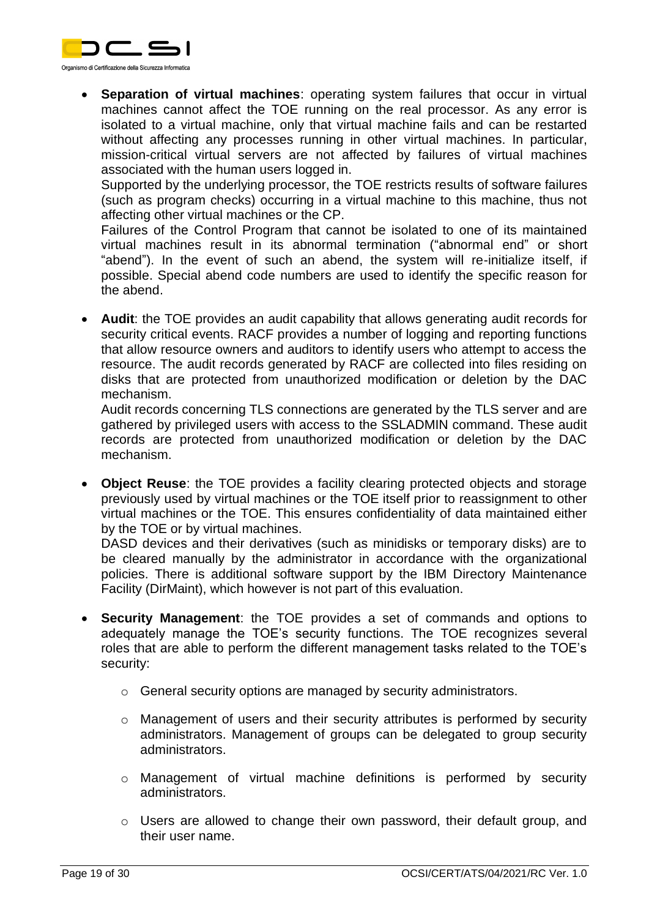- **Separation of virtual machines**: operating system failures that occur in virtual machines cannot affect the TOE running on the real processor. As any error is isolated to a virtual machine, only that virtual machine fails and can be restarted without affecting any processes running in other virtual machines. In particular, mission-critical virtual servers are not affected by failures of virtual machines associated with the human users logged in.
  Supported by the underlying processor, the TOE restricts results of software failures (such as program checks) occurring in a virtual machine to this machine, thus not affecting other virtual machines or the CP.
  Failures of the Control Program that cannot be isolated to one of its maintained virtual machines result in its abnormal termination ("abnormal end" or short "abend"). In the event of such an abend, the system will re-initialize itself, if possible. Special abend code numbers are used to identify the specific reason for the abend.

- **Audit**: the TOE provides an audit capability that allows generating audit records for security critical events. RACF provides a number of logging and reporting functions that allow resource owners and auditors to identify users who attempt to access the resource. The audit records generated by RACF are collected into files residing on disks that are protected from unauthorized modification or deletion by the DAC mechanism.
  Audit records concerning TLS connections are generated by the TLS server and are gathered by privileged users with access to the SSLADMIN command. These audit records are protected from unauthorized modification or deletion by the DAC mechanism.

- **Object Reuse**: the TOE provides a facility clearing protected objects and storage previously used by virtual machines or the TOE itself prior to reassignment to other virtual machines or the TOE. This ensures confidentiality of data maintained either by the TOE or by virtual machines.
  DASD devices and their derivatives (such as minidisks or temporary disks) are to be cleared manually by the administrator in accordance with the organizational policies. There is additional software support by the IBM Directory Maintenance Facility (DirMaint), which however is not part of this evaluation.

- **Security Management**: the TOE provides a set of commands and options to adequately manage the TOE's security functions. The TOE recognizes several roles that are able to perform the different management tasks related to the TOE's security:
  - General security options are managed by security administrators.
  - Management of users and their security attributes is performed by security administrators. Management of groups can be delegated to group security administrators.
  - Management of virtual machine definitions is performed by security administrators.
  - Users are allowed to change their own password, their default group, and their user name.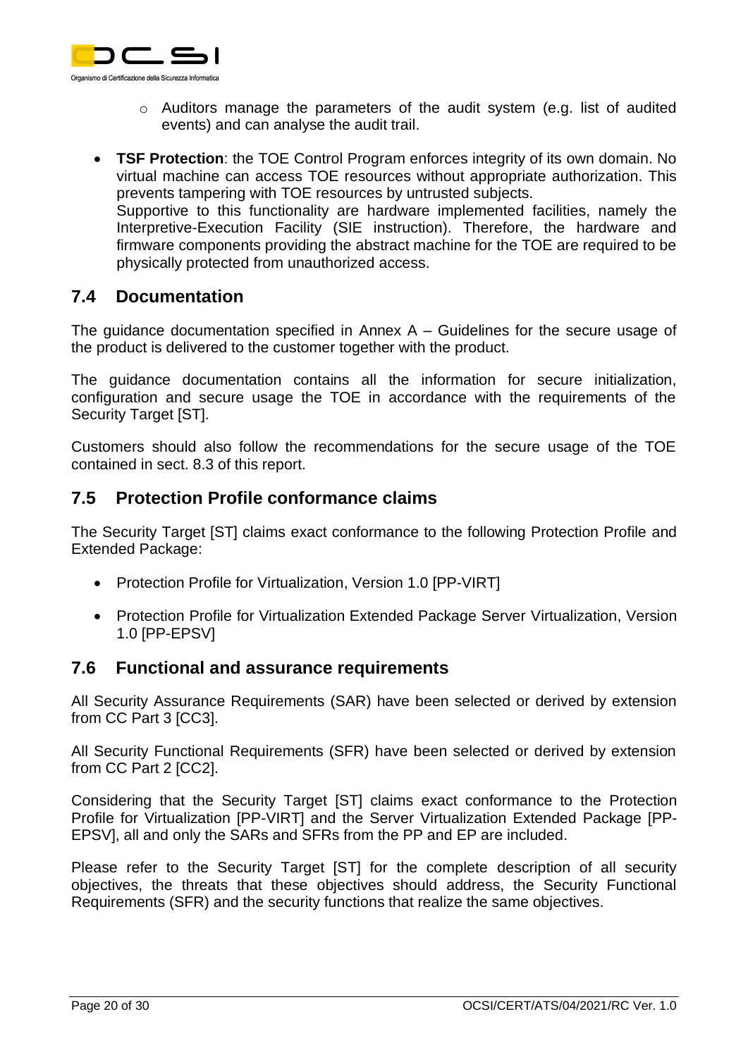- Auditors manage the parameters of the audit system (e.g. list of audited events) and can analyse the audit trail.

- **TSF Protection**: the TOE Control Program enforces integrity of its own domain. No virtual machine can access TOE resources without appropriate authorization. This prevents tampering with TOE resources by untrusted subjects.
  Supportive to this functionality are hardware implemented facilities, namely the Interpretive-Execution Facility (SIE instruction). Therefore, the hardware and firmware components providing the abstract machine for the TOE are required to be physically protected from unauthorized access.

## 7.4 Documentation

The guidance documentation specified in Annex A – Guidelines for the secure usage of the product is delivered to the customer together with the product.

The guidance documentation contains all the information for secure initialization, configuration and secure usage the TOE in accordance with the requirements of the Security Target [ST].

Customers should also follow the recommendations for the secure usage of the TOE contained in sect. 8.3 of this report.

## 7.5 Protection Profile conformance claims

The Security Target [ST] claims exact conformance to the following Protection Profile and Extended Package:

- Protection Profile for Virtualization, Version 1.0 [PP-VIRT]
- Protection Profile for Virtualization Extended Package Server Virtualization, Version 1.0 [PP-EPSV]

## 7.6 Functional and assurance requirements

All Security Assurance Requirements (SAR) have been selected or derived by extension from CC Part 3 [CC3].

All Security Functional Requirements (SFR) have been selected or derived by extension from CC Part 2 [CC2].

Considering that the Security Target [ST] claims exact conformance to the Protection Profile for Virtualization [PP-VIRT] and the Server Virtualization Extended Package [PP-EPSV], all and only the SARs and SFRs from the PP and EP are included.

Please refer to the Security Target [ST] for the complete description of all security objectives, the threats that these objectives should address, the Security Functional Requirements (SFR) and the security functions that realize the same objectives.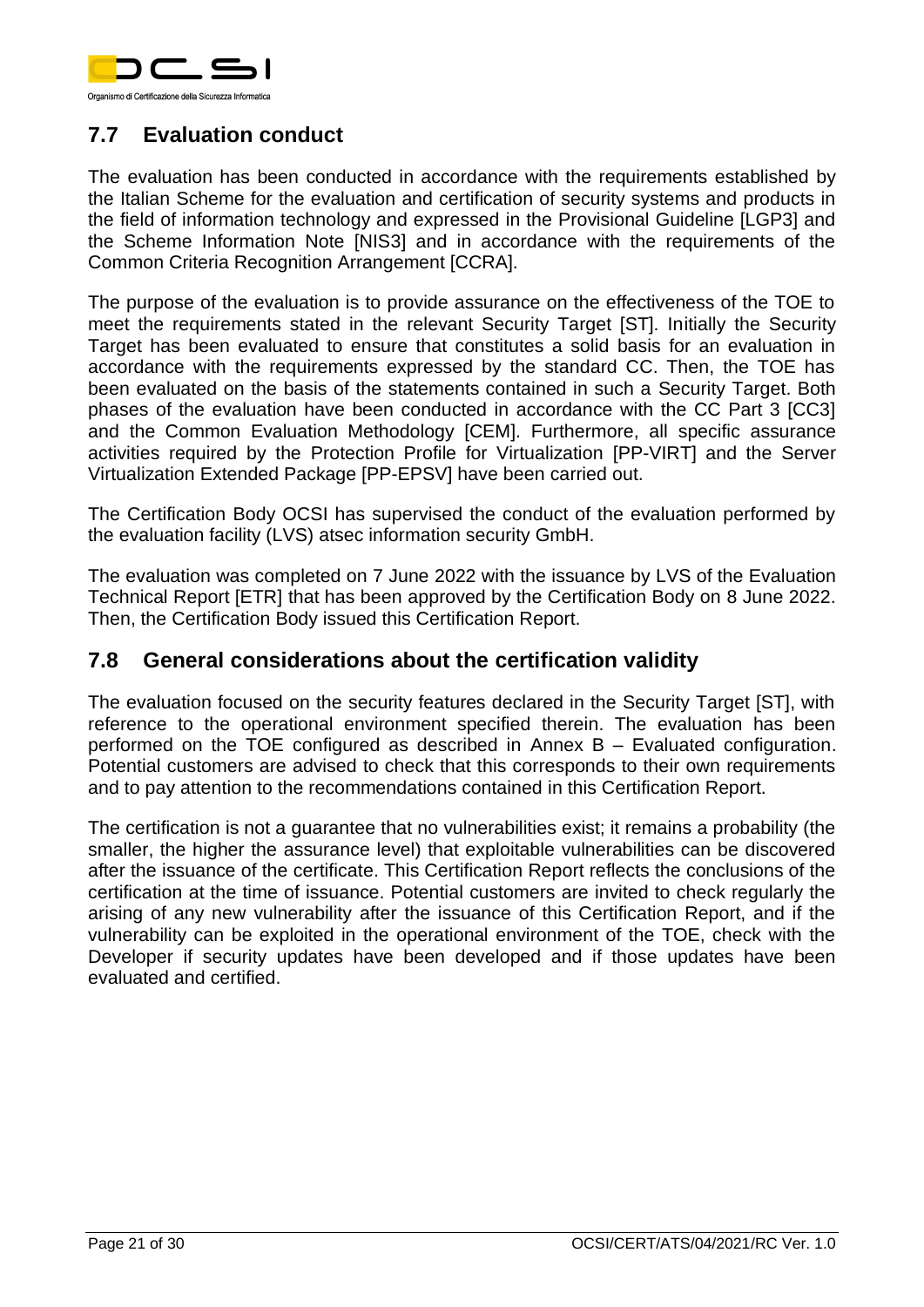## 7.7 Evaluation conduct

The evaluation has been conducted in accordance with the requirements established by the Italian Scheme for the evaluation and certification of security systems and products in the field of information technology and expressed in the Provisional Guideline [LGP3] and the Scheme Information Note [NIS3] and in accordance with the requirements of the Common Criteria Recognition Arrangement [CCRA].

The purpose of the evaluation is to provide assurance on the effectiveness of the TOE to meet the requirements stated in the relevant Security Target [ST]. Initially the Security Target has been evaluated to ensure that constitutes a solid basis for an evaluation in accordance with the requirements expressed by the standard CC. Then, the TOE has been evaluated on the basis of the statements contained in such a Security Target. Both phases of the evaluation have been conducted in accordance with the CC Part 3 [CC3] and the Common Evaluation Methodology [CEM]. Furthermore, all specific assurance activities required by the Protection Profile for Virtualization [PP-VIRT] and the Server Virtualization Extended Package [PP-EPSV] have been carried out.

The Certification Body OCSI has supervised the conduct of the evaluation performed by the evaluation facility (LVS) atsec information security GmbH.

The evaluation was completed on 7 June 2022 with the issuance by LVS of the Evaluation Technical Report [ETR] that has been approved by the Certification Body on 8 June 2022. Then, the Certification Body issued this Certification Report.

## 7.8 General considerations about the certification validity

The evaluation focused on the security features declared in the Security Target [ST], with reference to the operational environment specified therein. The evaluation has been performed on the TOE configured as described in Annex B – Evaluated configuration. Potential customers are advised to check that this corresponds to their own requirements and to pay attention to the recommendations contained in this Certification Report.

The certification is not a guarantee that no vulnerabilities exist; it remains a probability (the smaller, the higher the assurance level) that exploitable vulnerabilities can be discovered after the issuance of the certificate. This Certification Report reflects the conclusions of the certification at the time of issuance. Potential customers are invited to check regularly the arising of any new vulnerability after the issuance of this Certification Report, and if the vulnerability can be exploited in the operational environment of the TOE, check with the Developer if security updates have been developed and if those updates have been evaluated and certified.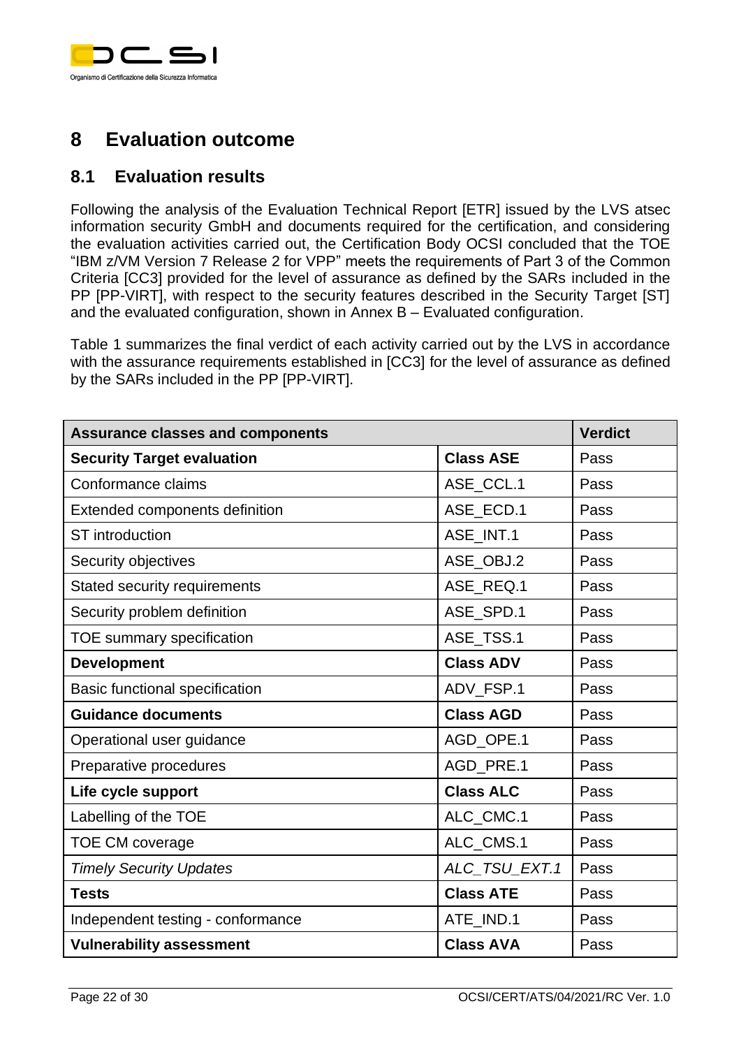# 8 Evaluation outcome

## 8.1 Evaluation results

Following the analysis of the Evaluation Technical Report [ETR] issued by the LVS atsec information security GmbH and documents required for the certification, and considering the evaluation activities carried out, the Certification Body OCSI concluded that the TOE "IBM z/VM Version 7 Release 2 for VPP" meets the requirements of Part 3 of the Common Criteria [CC3] provided for the level of assurance as defined by the SARs included in the PP [PP-VIRT], with respect to the security features described in the Security Target [ST] and the evaluated configuration, shown in Annex B – Evaluated configuration.

Table 1 summarizes the final verdict of each activity carried out by the LVS in accordance with the assurance requirements established in [CC3] for the level of assurance as defined by the SARs included in the PP [PP-VIRT].

| **Assurance classes and components** | | **Verdict** |
|---|---|---|
| **Security Target evaluation** | **Class ASE** | Pass |
| Conformance claims | ASE_CCL.1 | Pass |
| Extended components definition | ASE_ECD.1 | Pass |
| ST introduction | ASE_INT.1 | Pass |
| Security objectives | ASE_OBJ.2 | Pass |
| Stated security requirements | ASE_REQ.1 | Pass |
| Security problem definition | ASE_SPD.1 | Pass |
| TOE summary specification | ASE_TSS.1 | Pass |
| **Development** | **Class ADV** | Pass |
| Basic functional specification | ADV_FSP.1 | Pass |
| **Guidance documents** | **Class AGD** | Pass |
| Operational user guidance | AGD_OPE.1 | Pass |
| Preparative procedures | AGD_PRE.1 | Pass |
| **Life cycle support** | **Class ALC** | Pass |
| Labelling of the TOE | ALC_CMC.1 | Pass |
| TOE CM coverage | ALC_CMS.1 | Pass |
| *Timely Security Updates* | *ALC_TSU_EXT.1* | Pass |
| **Tests** | **Class ATE** | Pass |
| Independent testing - conformance | ATE_IND.1 | Pass |
| **Vulnerability assessment** | **Class AVA** | Pass |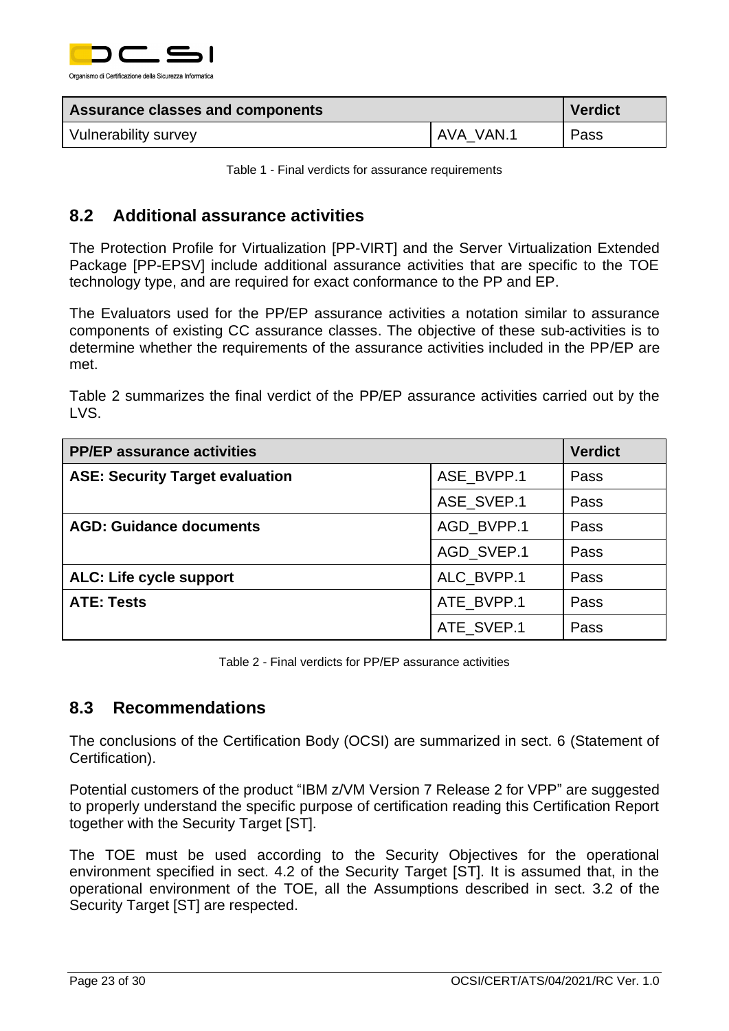| Assurance classes and components | | Verdict |
|---|---|---|
| Vulnerability survey | AVA_VAN.1 | Pass |

Table 1 - Final verdicts for assurance requirements

## 8.2 Additional assurance activities

The Protection Profile for Virtualization [PP-VIRT] and the Server Virtualization Extended Package [PP-EPSV] include additional assurance activities that are specific to the TOE technology type, and are required for exact conformance to the PP and EP.

The Evaluators used for the PP/EP assurance activities a notation similar to assurance components of existing CC assurance classes. The objective of these sub-activities is to determine whether the requirements of the assurance activities included in the PP/EP are met.

Table 2 summarizes the final verdict of the PP/EP assurance activities carried out by the LVS.

| PP/EP assurance activities | | Verdict |
|---|---|---|
| **ASE: Security Target evaluation** | ASE_BVPP.1 | Pass |
| | ASE_SVEP.1 | Pass |
| **AGD: Guidance documents** | AGD_BVPP.1 | Pass |
| | AGD_SVEP.1 | Pass |
| **ALC: Life cycle support** | ALC_BVPP.1 | Pass |
| **ATE: Tests** | ATE_BVPP.1 | Pass |
| | ATE_SVEP.1 | Pass |

Table 2 - Final verdicts for PP/EP assurance activities

## 8.3 Recommendations

The conclusions of the Certification Body (OCSI) are summarized in sect. 6 (Statement of Certification).

Potential customers of the product "IBM z/VM Version 7 Release 2 for VPP" are suggested to properly understand the specific purpose of certification reading this Certification Report together with the Security Target [ST].

The TOE must be used according to the Security Objectives for the operational environment specified in sect. 4.2 of the Security Target [ST]. It is assumed that, in the operational environment of the TOE, all the Assumptions described in sect. 3.2 of the Security Target [ST] are respected.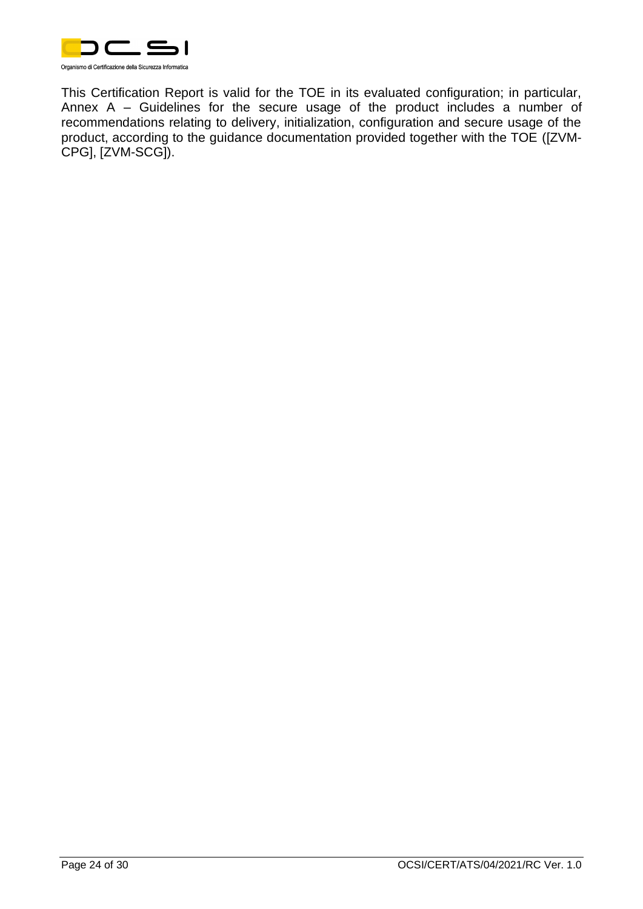This Certification Report is valid for the TOE in its evaluated configuration; in particular, Annex A – Guidelines for the secure usage of the product includes a number of recommendations relating to delivery, initialization, configuration and secure usage of the product, according to the guidance documentation provided together with the TOE ([ZVM-CPG], [ZVM-SCG]).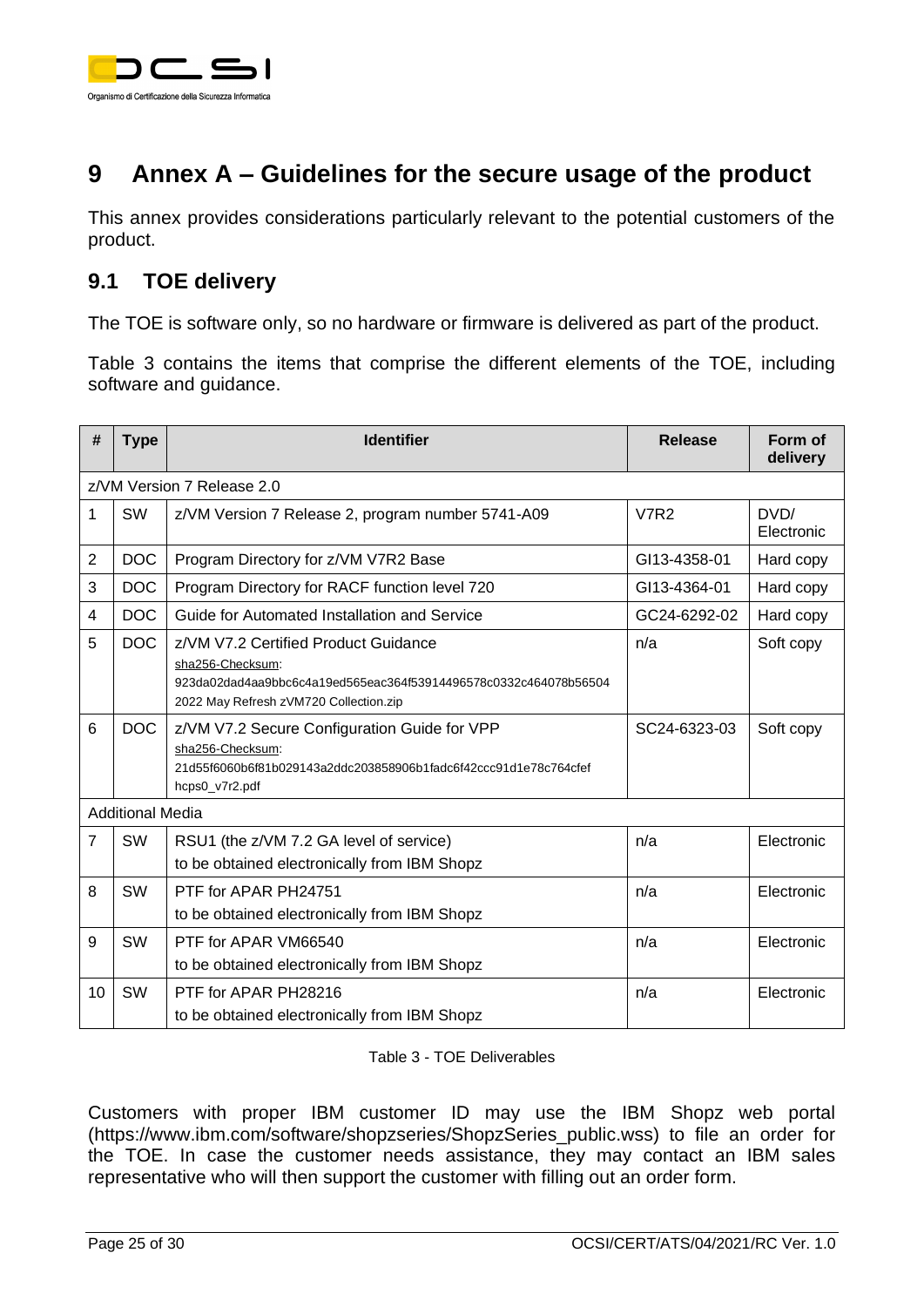# 9 Annex A – Guidelines for the secure usage of the product

This annex provides considerations particularly relevant to the potential customers of the product.

## 9.1 TOE delivery

The TOE is software only, so no hardware or firmware is delivered as part of the product.

Table 3 contains the items that comprise the different elements of the TOE, including software and guidance.

| # | Type | Identifier | Release | Form of delivery |
|---|---|---|---|---|
| z/VM Version 7 Release 2.0 | | | | |
| 1 | SW | z/VM Version 7 Release 2, program number 5741-A09 | V7R2 | DVD/ Electronic |
| 2 | DOC | Program Directory for z/VM V7R2 Base | GI13-4358-01 | Hard copy |
| 3 | DOC | Program Directory for RACF function level 720 | GI13-4364-01 | Hard copy |
| 4 | DOC | Guide for Automated Installation and Service | GC24-6292-02 | Hard copy |
| 5 | DOC | z/VM V7.2 Certified Product Guidance<br>sha256-Checksum:<br>923da02dad4aa9bbc6c4a19ed565eac364f53914496578c0332c464078b56504<br>2022 May Refresh zVM720 Collection.zip | n/a | Soft copy |
| 6 | DOC | z/VM V7.2 Secure Configuration Guide for VPP<br>sha256-Checksum:<br>21d55f6060b6f81b029143a2ddc203858906b1fadc6f42ccc91d1e78c764cfef<br>hcps0_v7r2.pdf | SC24-6323-03 | Soft copy |
| Additional Media | | | | |
| 7 | SW | RSU1 (the z/VM 7.2 GA level of service)<br>to be obtained electronically from IBM Shopz | n/a | Electronic |
| 8 | SW | PTF for APAR PH24751<br>to be obtained electronically from IBM Shopz | n/a | Electronic |
| 9 | SW | PTF for APAR VM66540<br>to be obtained electronically from IBM Shopz | n/a | Electronic |
| 10 | SW | PTF for APAR PH28216<br>to be obtained electronically from IBM Shopz | n/a | Electronic |

Table 3 - TOE Deliverables

Customers with proper IBM customer ID may use the IBM Shopz web portal (https://www.ibm.com/software/shopzseries/ShopzSeries_public.wss) to file an order for the TOE. In case the customer needs assistance, they may contact an IBM sales representative who will then support the customer with filling out an order form.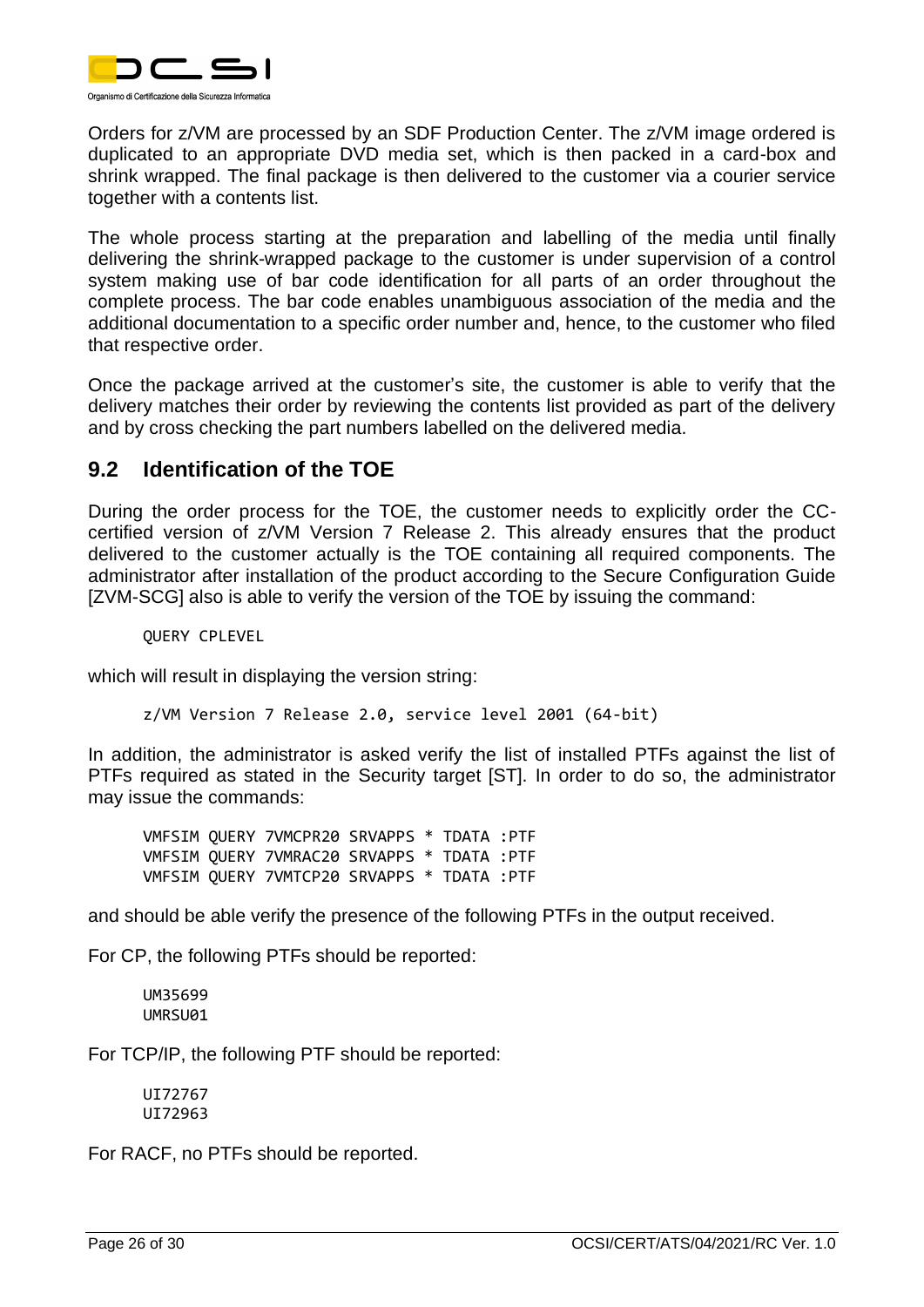Orders for z/VM are processed by an SDF Production Center. The z/VM image ordered is duplicated to an appropriate DVD media set, which is then packed in a card-box and shrink wrapped. The final package is then delivered to the customer via a courier service together with a contents list.

The whole process starting at the preparation and labelling of the media until finally delivering the shrink-wrapped package to the customer is under supervision of a control system making use of bar code identification for all parts of an order throughout the complete process. The bar code enables unambiguous association of the media and the additional documentation to a specific order number and, hence, to the customer who filed that respective order.

Once the package arrived at the customer's site, the customer is able to verify that the delivery matches their order by reviewing the contents list provided as part of the delivery and by cross checking the part numbers labelled on the delivered media.

## 9.2 Identification of the TOE

During the order process for the TOE, the customer needs to explicitly order the CC-certified version of z/VM Version 7 Release 2. This already ensures that the product delivered to the customer actually is the TOE containing all required components. The administrator after installation of the product according to the Secure Configuration Guide [ZVM-SCG] also is able to verify the version of the TOE by issuing the command:

```
QUERY CPLEVEL
```

which will result in displaying the version string:

```
z/VM Version 7 Release 2.0, service level 2001 (64-bit)
```

In addition, the administrator is asked verify the list of installed PTFs against the list of PTFs required as stated in the Security target [ST]. In order to do so, the administrator may issue the commands:

```
VMFSIM QUERY 7VMCPR20 SRVAPPS * TDATA :PTF
VMFSIM QUERY 7VMRAC20 SRVAPPS * TDATA :PTF
VMFSIM QUERY 7VMTCP20 SRVAPPS * TDATA :PTF
```

and should be able verify the presence of the following PTFs in the output received.

For CP, the following PTFs should be reported:

```
UM35699
UMRSU01
```

For TCP/IP, the following PTF should be reported:

```
UI72767
UI72963
```

For RACF, no PTFs should be reported.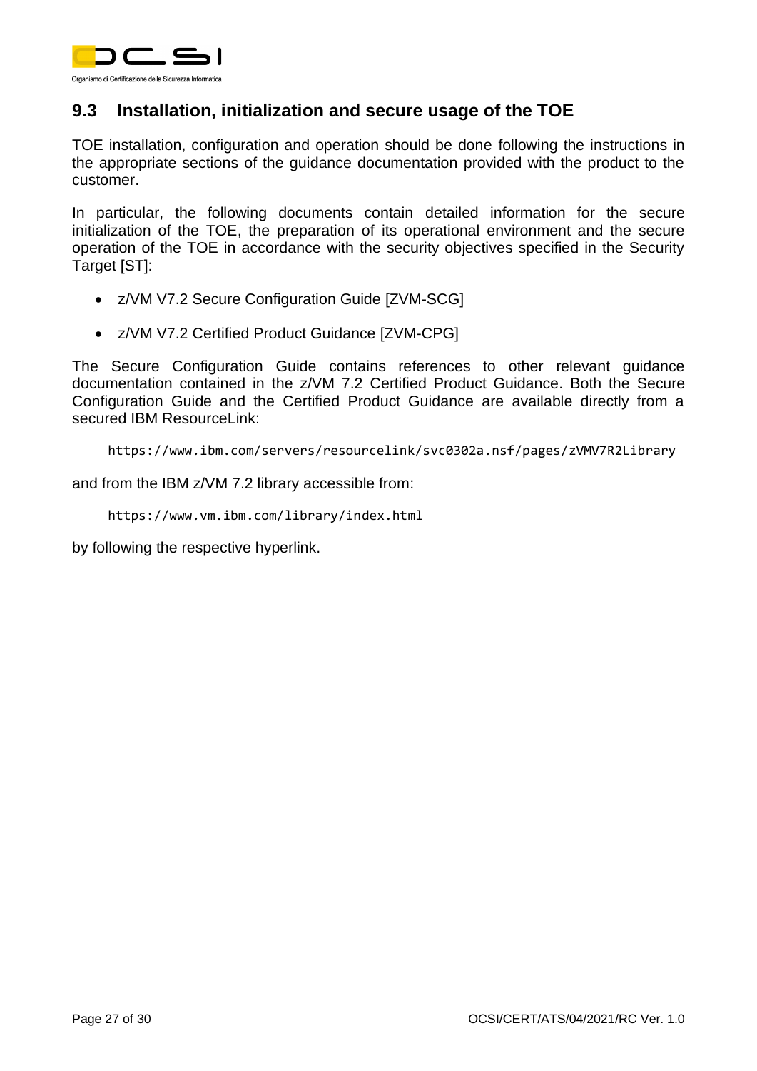## 9.3 Installation, initialization and secure usage of the TOE

TOE installation, configuration and operation should be done following the instructions in the appropriate sections of the guidance documentation provided with the product to the customer.

In particular, the following documents contain detailed information for the secure initialization of the TOE, the preparation of its operational environment and the secure operation of the TOE in accordance with the security objectives specified in the Security Target [ST]:

- z/VM V7.2 Secure Configuration Guide [ZVM-SCG]
- z/VM V7.2 Certified Product Guidance [ZVM-CPG]

The Secure Configuration Guide contains references to other relevant guidance documentation contained in the z/VM 7.2 Certified Product Guidance. Both the Secure Configuration Guide and the Certified Product Guidance are available directly from a secured IBM ResourceLink:

```
https://www.ibm.com/servers/resourcelink/svc0302a.nsf/pages/zVMV7R2Library
```

and from the IBM z/VM 7.2 library accessible from:

```
https://www.vm.ibm.com/library/index.html
```

by following the respective hyperlink.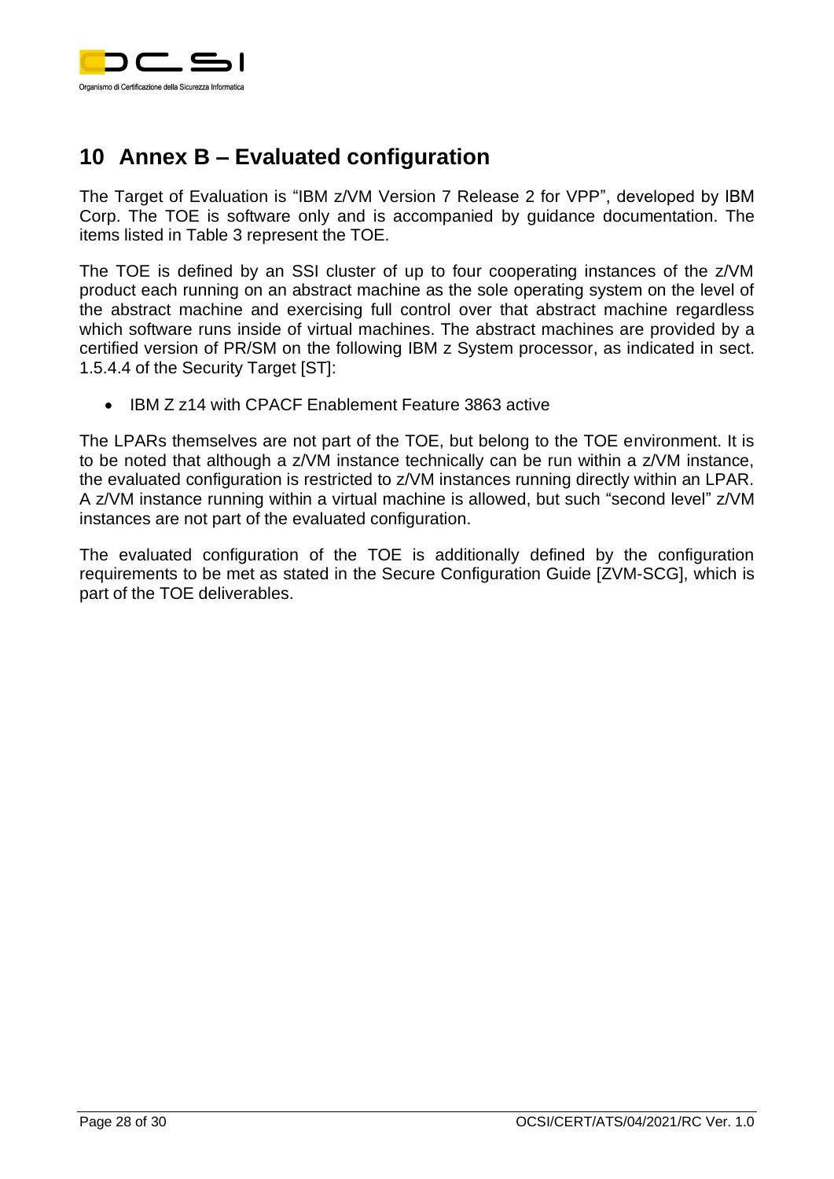# 10 Annex B – Evaluated configuration

The Target of Evaluation is "IBM z/VM Version 7 Release 2 for VPP", developed by IBM Corp. The TOE is software only and is accompanied by guidance documentation. The items listed in Table 3 represent the TOE.

The TOE is defined by an SSI cluster of up to four cooperating instances of the z/VM product each running on an abstract machine as the sole operating system on the level of the abstract machine and exercising full control over that abstract machine regardless which software runs inside of virtual machines. The abstract machines are provided by a certified version of PR/SM on the following IBM z System processor, as indicated in sect. 1.5.4.4 of the Security Target [ST]:

- IBM Z z14 with CPACF Enablement Feature 3863 active

The LPARs themselves are not part of the TOE, but belong to the TOE environment. It is to be noted that although a z/VM instance technically can be run within a z/VM instance, the evaluated configuration is restricted to z/VM instances running directly within an LPAR. A z/VM instance running within a virtual machine is allowed, but such "second level" z/VM instances are not part of the evaluated configuration.

The evaluated configuration of the TOE is additionally defined by the configuration requirements to be met as stated in the Secure Configuration Guide [ZVM-SCG], which is part of the TOE deliverables.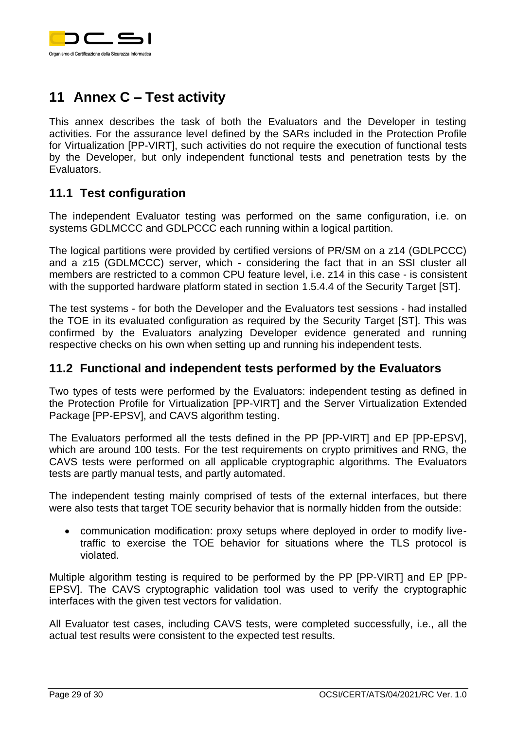# 11 Annex C – Test activity

This annex describes the task of both the Evaluators and the Developer in testing activities. For the assurance level defined by the SARs included in the Protection Profile for Virtualization [PP-VIRT], such activities do not require the execution of functional tests by the Developer, but only independent functional tests and penetration tests by the Evaluators.

## 11.1 Test configuration

The independent Evaluator testing was performed on the same configuration, i.e. on systems GDLMCCC and GDLPCCC each running within a logical partition.

The logical partitions were provided by certified versions of PR/SM on a z14 (GDLPCCC) and a z15 (GDLMCCC) server, which - considering the fact that in an SSI cluster all members are restricted to a common CPU feature level, i.e. z14 in this case - is consistent with the supported hardware platform stated in section 1.5.4.4 of the Security Target [ST].

The test systems - for both the Developer and the Evaluators test sessions - had installed the TOE in its evaluated configuration as required by the Security Target [ST]. This was confirmed by the Evaluators analyzing Developer evidence generated and running respective checks on his own when setting up and running his independent tests.

## 11.2 Functional and independent tests performed by the Evaluators

Two types of tests were performed by the Evaluators: independent testing as defined in the Protection Profile for Virtualization [PP-VIRT] and the Server Virtualization Extended Package [PP-EPSV], and CAVS algorithm testing.

The Evaluators performed all the tests defined in the PP [PP-VIRT] and EP [PP-EPSV], which are around 100 tests. For the test requirements on crypto primitives and RNG, the CAVS tests were performed on all applicable cryptographic algorithms. The Evaluators tests are partly manual tests, and partly automated.

The independent testing mainly comprised of tests of the external interfaces, but there were also tests that target TOE security behavior that is normally hidden from the outside:

- communication modification: proxy setups where deployed in order to modify live-traffic to exercise the TOE behavior for situations where the TLS protocol is violated.

Multiple algorithm testing is required to be performed by the PP [PP-VIRT] and EP [PP-EPSV]. The CAVS cryptographic validation tool was used to verify the cryptographic interfaces with the given test vectors for validation.

All Evaluator test cases, including CAVS tests, were completed successfully, i.e., all the actual test results were consistent to the expected test results.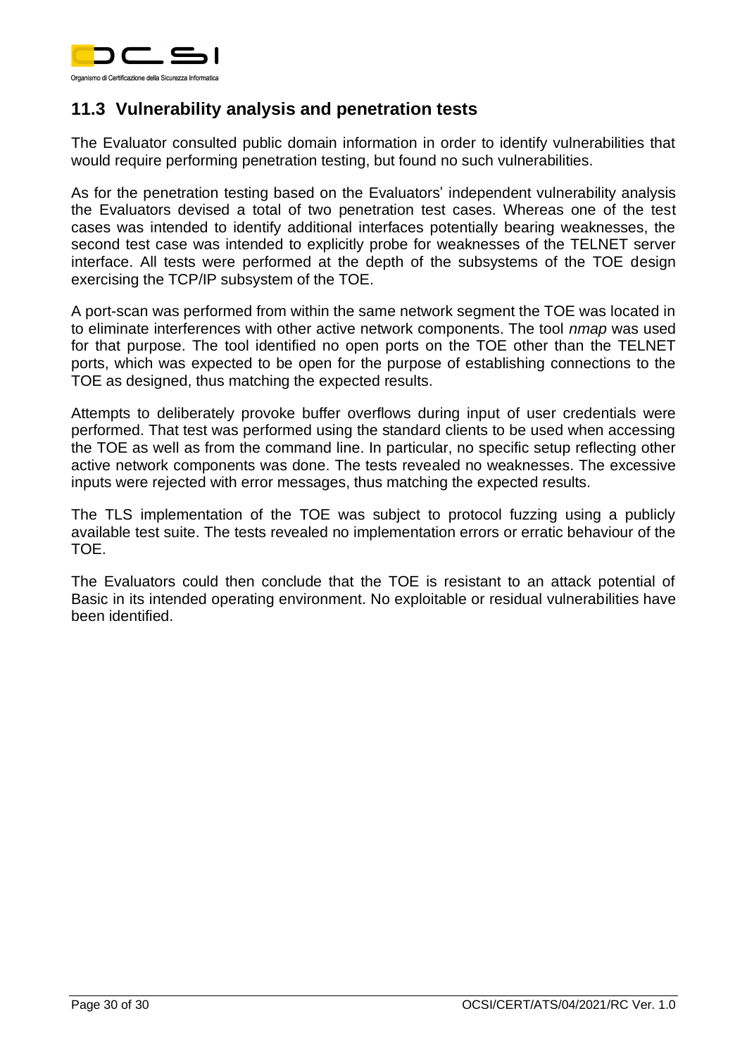## 11.3 Vulnerability analysis and penetration tests

The Evaluator consulted public domain information in order to identify vulnerabilities that would require performing penetration testing, but found no such vulnerabilities.

As for the penetration testing based on the Evaluators' independent vulnerability analysis the Evaluators devised a total of two penetration test cases. Whereas one of the test cases was intended to identify additional interfaces potentially bearing weaknesses, the second test case was intended to explicitly probe for weaknesses of the TELNET server interface. All tests were performed at the depth of the subsystems of the TOE design exercising the TCP/IP subsystem of the TOE.

A port-scan was performed from within the same network segment the TOE was located in to eliminate interferences with other active network components. The tool *nmap* was used for that purpose. The tool identified no open ports on the TOE other than the TELNET ports, which was expected to be open for the purpose of establishing connections to the TOE as designed, thus matching the expected results.

Attempts to deliberately provoke buffer overflows during input of user credentials were performed. That test was performed using the standard clients to be used when accessing the TOE as well as from the command line. In particular, no specific setup reflecting other active network components was done. The tests revealed no weaknesses. The excessive inputs were rejected with error messages, thus matching the expected results.

The TLS implementation of the TOE was subject to protocol fuzzing using a publicly available test suite. The tests revealed no implementation errors or erratic behaviour of the TOE.

The Evaluators could then conclude that the TOE is resistant to an attack potential of Basic in its intended operating environment. No exploitable or residual vulnerabilities have been identified.